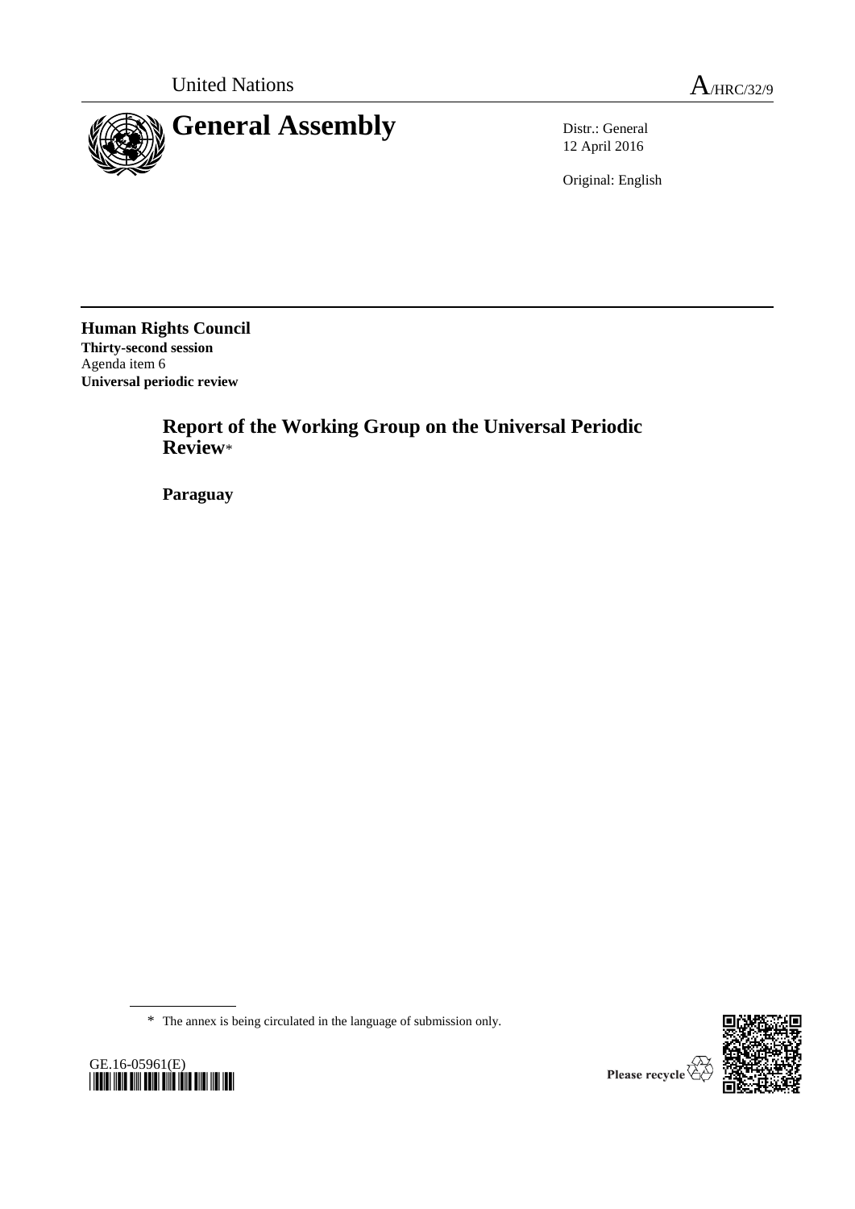United Nations A/HRC/32/9

# General Assembly

Distr.: General
12 April 2016

Original: English

**Human Rights Council**
**Thirty-second session**
Agenda item 6
**Universal periodic review**

## Report of the Working Group on the Universal Periodic Review*

**Paraguay**

---

\* The annex is being circulated in the language of submission only.

GE.16-05961(E)

Please recycle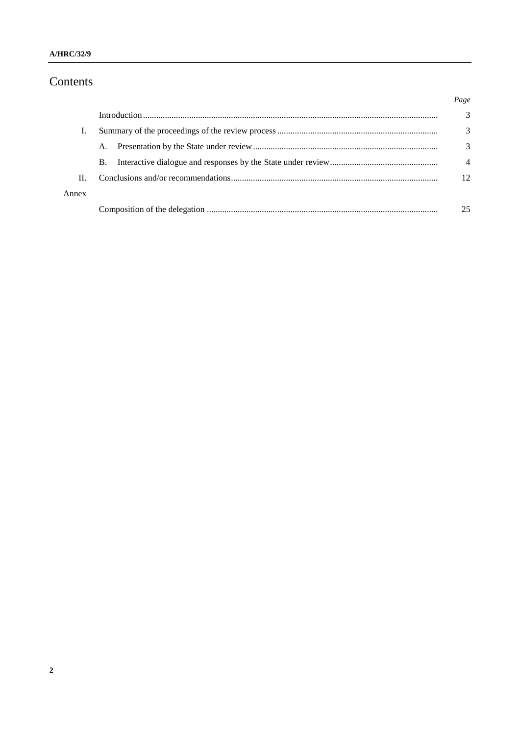# Contents

| | | Page |
|---|---|---|
| | Introduction | 3 |
| I. | Summary of the proceedings of the review process | 3 |
| | A. Presentation by the State under review | 3 |
| | B. Interactive dialogue and responses by the State under review | 4 |
| II. | Conclusions and/or recommendations | 12 |
| Annex | | |
| | Composition of the delegation | 25 |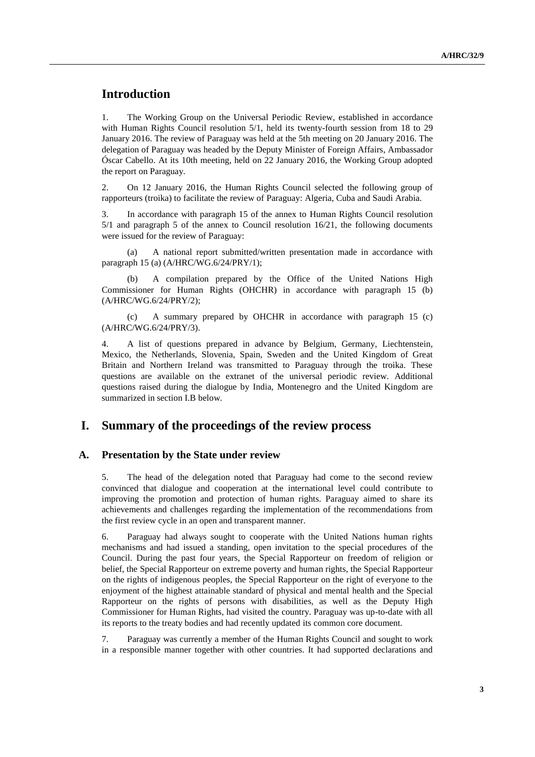# Introduction

1. The Working Group on the Universal Periodic Review, established in accordance with Human Rights Council resolution 5/1, held its twenty-fourth session from 18 to 29 January 2016. The review of Paraguay was held at the 5th meeting on 20 January 2016. The delegation of Paraguay was headed by the Deputy Minister of Foreign Affairs, Ambassador Óscar Cabello. At its 10th meeting, held on 22 January 2016, the Working Group adopted the report on Paraguay.

2. On 12 January 2016, the Human Rights Council selected the following group of rapporteurs (troika) to facilitate the review of Paraguay: Algeria, Cuba and Saudi Arabia.

3. In accordance with paragraph 15 of the annex to Human Rights Council resolution 5/1 and paragraph 5 of the annex to Council resolution 16/21, the following documents were issued for the review of Paraguay:

(a) A national report submitted/written presentation made in accordance with paragraph 15 (a) (A/HRC/WG.6/24/PRY/1);

(b) A compilation prepared by the Office of the United Nations High Commissioner for Human Rights (OHCHR) in accordance with paragraph 15 (b) (A/HRC/WG.6/24/PRY/2);

(c) A summary prepared by OHCHR in accordance with paragraph 15 (c) (A/HRC/WG.6/24/PRY/3).

4. A list of questions prepared in advance by Belgium, Germany, Liechtenstein, Mexico, the Netherlands, Slovenia, Spain, Sweden and the United Kingdom of Great Britain and Northern Ireland was transmitted to Paraguay through the troika. These questions are available on the extranet of the universal periodic review. Additional questions raised during the dialogue by India, Montenegro and the United Kingdom are summarized in section I.B below.

# I. Summary of the proceedings of the review process

## A. Presentation by the State under review

5. The head of the delegation noted that Paraguay had come to the second review convinced that dialogue and cooperation at the international level could contribute to improving the promotion and protection of human rights. Paraguay aimed to share its achievements and challenges regarding the implementation of the recommendations from the first review cycle in an open and transparent manner.

6. Paraguay had always sought to cooperate with the United Nations human rights mechanisms and had issued a standing, open invitation to the special procedures of the Council. During the past four years, the Special Rapporteur on freedom of religion or belief, the Special Rapporteur on extreme poverty and human rights, the Special Rapporteur on the rights of indigenous peoples, the Special Rapporteur on the right of everyone to the enjoyment of the highest attainable standard of physical and mental health and the Special Rapporteur on the rights of persons with disabilities, as well as the Deputy High Commissioner for Human Rights, had visited the country. Paraguay was up-to-date with all its reports to the treaty bodies and had recently updated its common core document.

7. Paraguay was currently a member of the Human Rights Council and sought to work in a responsible manner together with other countries. It had supported declarations and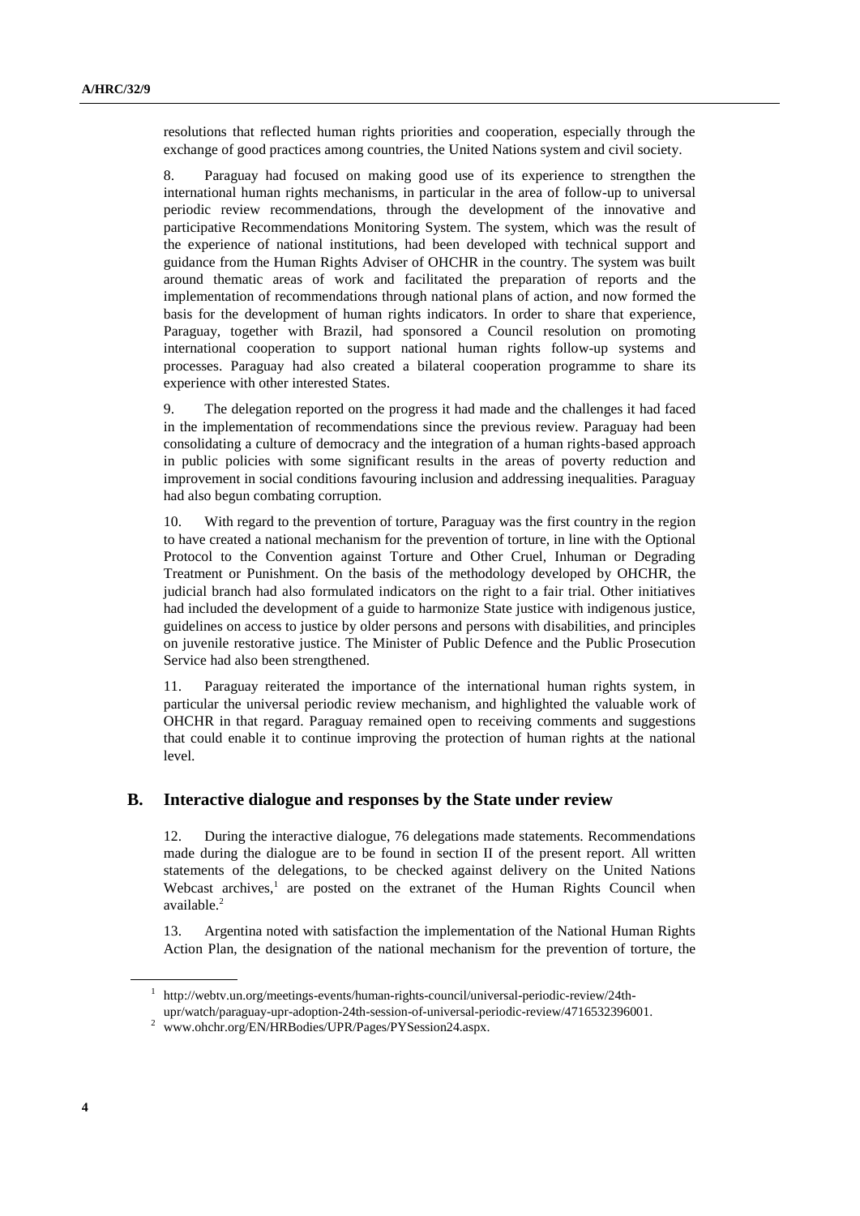resolutions that reflected human rights priorities and cooperation, especially through the exchange of good practices among countries, the United Nations system and civil society.

8. Paraguay had focused on making good use of its experience to strengthen the international human rights mechanisms, in particular in the area of follow-up to universal periodic review recommendations, through the development of the innovative and participative Recommendations Monitoring System. The system, which was the result of the experience of national institutions, had been developed with technical support and guidance from the Human Rights Adviser of OHCHR in the country. The system was built around thematic areas of work and facilitated the preparation of reports and the implementation of recommendations through national plans of action, and now formed the basis for the development of human rights indicators. In order to share that experience, Paraguay, together with Brazil, had sponsored a Council resolution on promoting international cooperation to support national human rights follow-up systems and processes. Paraguay had also created a bilateral cooperation programme to share its experience with other interested States.

9. The delegation reported on the progress it had made and the challenges it had faced in the implementation of recommendations since the previous review. Paraguay had been consolidating a culture of democracy and the integration of a human rights-based approach in public policies with some significant results in the areas of poverty reduction and improvement in social conditions favouring inclusion and addressing inequalities. Paraguay had also begun combating corruption.

10. With regard to the prevention of torture, Paraguay was the first country in the region to have created a national mechanism for the prevention of torture, in line with the Optional Protocol to the Convention against Torture and Other Cruel, Inhuman or Degrading Treatment or Punishment. On the basis of the methodology developed by OHCHR, the judicial branch had also formulated indicators on the right to a fair trial. Other initiatives had included the development of a guide to harmonize State justice with indigenous justice, guidelines on access to justice by older persons and persons with disabilities, and principles on juvenile restorative justice. The Minister of Public Defence and the Public Prosecution Service had also been strengthened.

11. Paraguay reiterated the importance of the international human rights system, in particular the universal periodic review mechanism, and highlighted the valuable work of OHCHR in that regard. Paraguay remained open to receiving comments and suggestions that could enable it to continue improving the protection of human rights at the national level.

## B. Interactive dialogue and responses by the State under review

12. During the interactive dialogue, 76 delegations made statements. Recommendations made during the dialogue are to be found in section II of the present report. All written statements of the delegations, to be checked against delivery on the United Nations Webcast archives,[1] are posted on the extranet of the Human Rights Council when available.[2]

13. Argentina noted with satisfaction the implementation of the National Human Rights Action Plan, the designation of the national mechanism for the prevention of torture, the

[1] http://webtv.un.org/meetings-events/human-rights-council/universal-periodic-review/24th-upr/watch/paraguay-upr-adoption-24th-session-of-universal-periodic-review/4716532396001.

[2] www.ohchr.org/EN/HRBodies/UPR/Pages/PYSession24.aspx.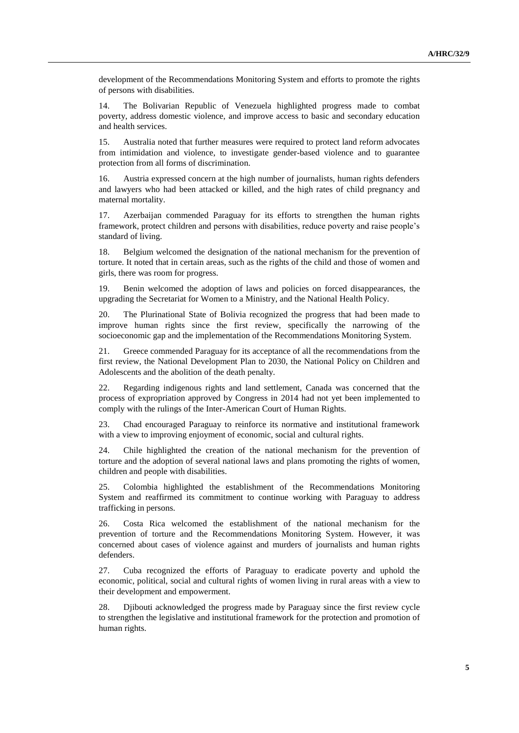development of the Recommendations Monitoring System and efforts to promote the rights of persons with disabilities.

14. The Bolivarian Republic of Venezuela highlighted progress made to combat poverty, address domestic violence, and improve access to basic and secondary education and health services.

15. Australia noted that further measures were required to protect land reform advocates from intimidation and violence, to investigate gender-based violence and to guarantee protection from all forms of discrimination.

16. Austria expressed concern at the high number of journalists, human rights defenders and lawyers who had been attacked or killed, and the high rates of child pregnancy and maternal mortality.

17. Azerbaijan commended Paraguay for its efforts to strengthen the human rights framework, protect children and persons with disabilities, reduce poverty and raise people's standard of living.

18. Belgium welcomed the designation of the national mechanism for the prevention of torture. It noted that in certain areas, such as the rights of the child and those of women and girls, there was room for progress.

19. Benin welcomed the adoption of laws and policies on forced disappearances, the upgrading the Secretariat for Women to a Ministry, and the National Health Policy.

20. The Plurinational State of Bolivia recognized the progress that had been made to improve human rights since the first review, specifically the narrowing of the socioeconomic gap and the implementation of the Recommendations Monitoring System.

21. Greece commended Paraguay for its acceptance of all the recommendations from the first review, the National Development Plan to 2030, the National Policy on Children and Adolescents and the abolition of the death penalty.

22. Regarding indigenous rights and land settlement, Canada was concerned that the process of expropriation approved by Congress in 2014 had not yet been implemented to comply with the rulings of the Inter-American Court of Human Rights.

23. Chad encouraged Paraguay to reinforce its normative and institutional framework with a view to improving enjoyment of economic, social and cultural rights.

24. Chile highlighted the creation of the national mechanism for the prevention of torture and the adoption of several national laws and plans promoting the rights of women, children and people with disabilities.

25. Colombia highlighted the establishment of the Recommendations Monitoring System and reaffirmed its commitment to continue working with Paraguay to address trafficking in persons.

26. Costa Rica welcomed the establishment of the national mechanism for the prevention of torture and the Recommendations Monitoring System. However, it was concerned about cases of violence against and murders of journalists and human rights defenders.

27. Cuba recognized the efforts of Paraguay to eradicate poverty and uphold the economic, political, social and cultural rights of women living in rural areas with a view to their development and empowerment.

28. Djibouti acknowledged the progress made by Paraguay since the first review cycle to strengthen the legislative and institutional framework for the protection and promotion of human rights.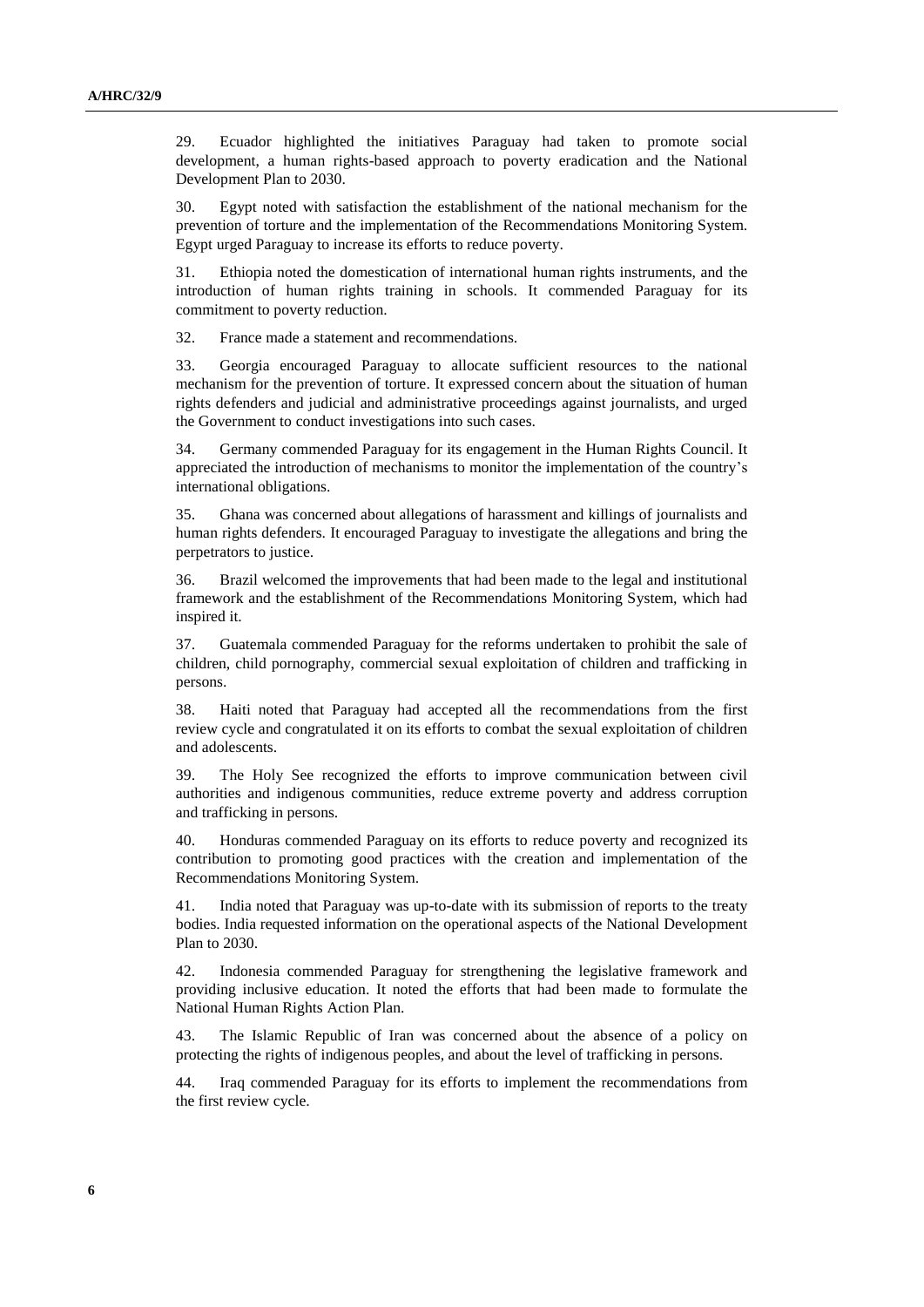29. Ecuador highlighted the initiatives Paraguay had taken to promote social development, a human rights-based approach to poverty eradication and the National Development Plan to 2030.

30. Egypt noted with satisfaction the establishment of the national mechanism for the prevention of torture and the implementation of the Recommendations Monitoring System. Egypt urged Paraguay to increase its efforts to reduce poverty.

31. Ethiopia noted the domestication of international human rights instruments, and the introduction of human rights training in schools. It commended Paraguay for its commitment to poverty reduction.

32. France made a statement and recommendations.

33. Georgia encouraged Paraguay to allocate sufficient resources to the national mechanism for the prevention of torture. It expressed concern about the situation of human rights defenders and judicial and administrative proceedings against journalists, and urged the Government to conduct investigations into such cases.

34. Germany commended Paraguay for its engagement in the Human Rights Council. It appreciated the introduction of mechanisms to monitor the implementation of the country's international obligations.

35. Ghana was concerned about allegations of harassment and killings of journalists and human rights defenders. It encouraged Paraguay to investigate the allegations and bring the perpetrators to justice.

36. Brazil welcomed the improvements that had been made to the legal and institutional framework and the establishment of the Recommendations Monitoring System, which had inspired it.

37. Guatemala commended Paraguay for the reforms undertaken to prohibit the sale of children, child pornography, commercial sexual exploitation of children and trafficking in persons.

38. Haiti noted that Paraguay had accepted all the recommendations from the first review cycle and congratulated it on its efforts to combat the sexual exploitation of children and adolescents.

39. The Holy See recognized the efforts to improve communication between civil authorities and indigenous communities, reduce extreme poverty and address corruption and trafficking in persons.

40. Honduras commended Paraguay on its efforts to reduce poverty and recognized its contribution to promoting good practices with the creation and implementation of the Recommendations Monitoring System.

41. India noted that Paraguay was up-to-date with its submission of reports to the treaty bodies. India requested information on the operational aspects of the National Development Plan to 2030.

42. Indonesia commended Paraguay for strengthening the legislative framework and providing inclusive education. It noted the efforts that had been made to formulate the National Human Rights Action Plan.

43. The Islamic Republic of Iran was concerned about the absence of a policy on protecting the rights of indigenous peoples, and about the level of trafficking in persons.

44. Iraq commended Paraguay for its efforts to implement the recommendations from the first review cycle.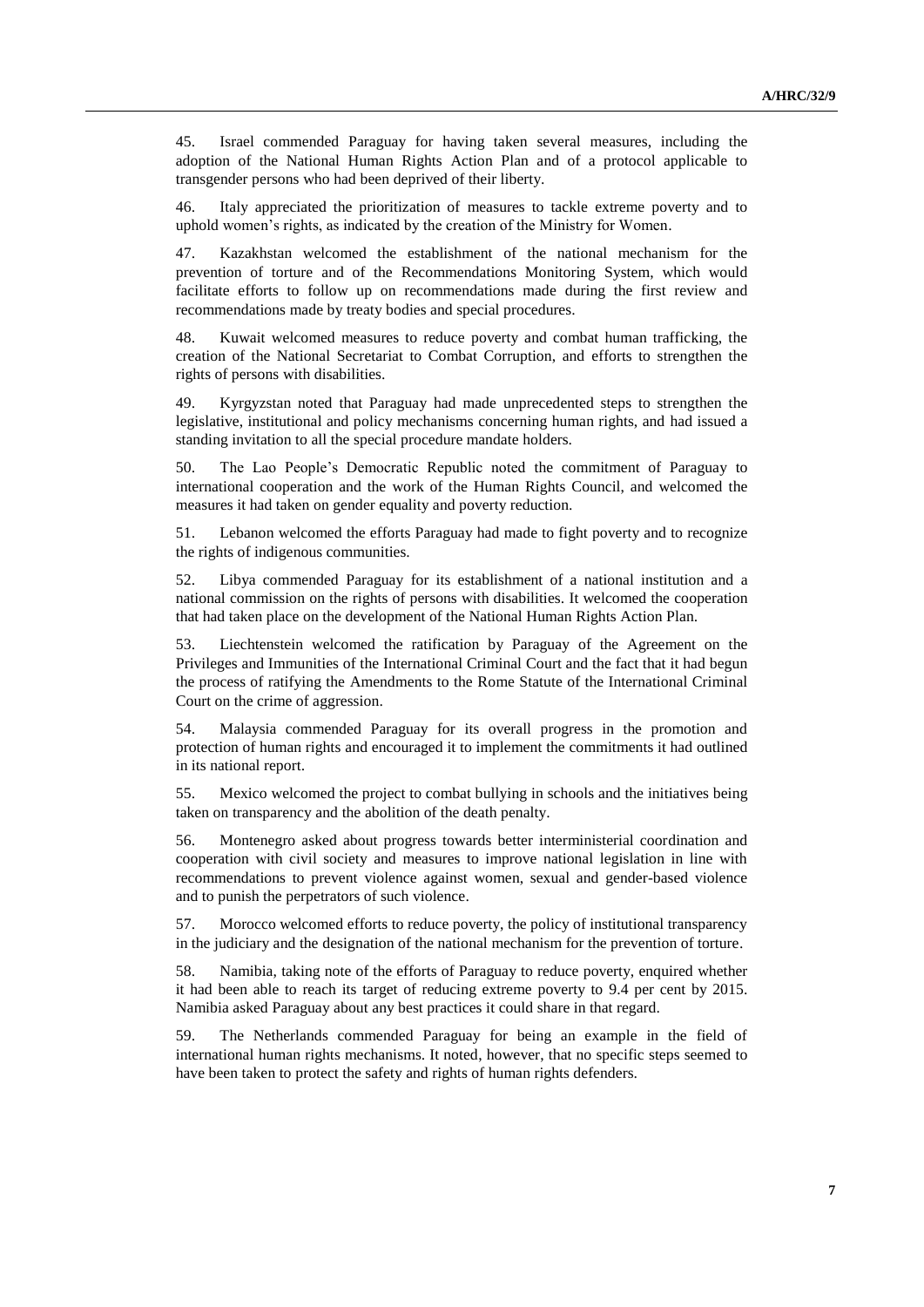45. Israel commended Paraguay for having taken several measures, including the adoption of the National Human Rights Action Plan and of a protocol applicable to transgender persons who had been deprived of their liberty.

46. Italy appreciated the prioritization of measures to tackle extreme poverty and to uphold women's rights, as indicated by the creation of the Ministry for Women.

47. Kazakhstan welcomed the establishment of the national mechanism for the prevention of torture and of the Recommendations Monitoring System, which would facilitate efforts to follow up on recommendations made during the first review and recommendations made by treaty bodies and special procedures.

48. Kuwait welcomed measures to reduce poverty and combat human trafficking, the creation of the National Secretariat to Combat Corruption, and efforts to strengthen the rights of persons with disabilities.

49. Kyrgyzstan noted that Paraguay had made unprecedented steps to strengthen the legislative, institutional and policy mechanisms concerning human rights, and had issued a standing invitation to all the special procedure mandate holders.

50. The Lao People's Democratic Republic noted the commitment of Paraguay to international cooperation and the work of the Human Rights Council, and welcomed the measures it had taken on gender equality and poverty reduction.

51. Lebanon welcomed the efforts Paraguay had made to fight poverty and to recognize the rights of indigenous communities.

52. Libya commended Paraguay for its establishment of a national institution and a national commission on the rights of persons with disabilities. It welcomed the cooperation that had taken place on the development of the National Human Rights Action Plan.

53. Liechtenstein welcomed the ratification by Paraguay of the Agreement on the Privileges and Immunities of the International Criminal Court and the fact that it had begun the process of ratifying the Amendments to the Rome Statute of the International Criminal Court on the crime of aggression.

54. Malaysia commended Paraguay for its overall progress in the promotion and protection of human rights and encouraged it to implement the commitments it had outlined in its national report.

55. Mexico welcomed the project to combat bullying in schools and the initiatives being taken on transparency and the abolition of the death penalty.

56. Montenegro asked about progress towards better interministerial coordination and cooperation with civil society and measures to improve national legislation in line with recommendations to prevent violence against women, sexual and gender-based violence and to punish the perpetrators of such violence.

57. Morocco welcomed efforts to reduce poverty, the policy of institutional transparency in the judiciary and the designation of the national mechanism for the prevention of torture.

58. Namibia, taking note of the efforts of Paraguay to reduce poverty, enquired whether it had been able to reach its target of reducing extreme poverty to 9.4 per cent by 2015. Namibia asked Paraguay about any best practices it could share in that regard.

59. The Netherlands commended Paraguay for being an example in the field of international human rights mechanisms. It noted, however, that no specific steps seemed to have been taken to protect the safety and rights of human rights defenders.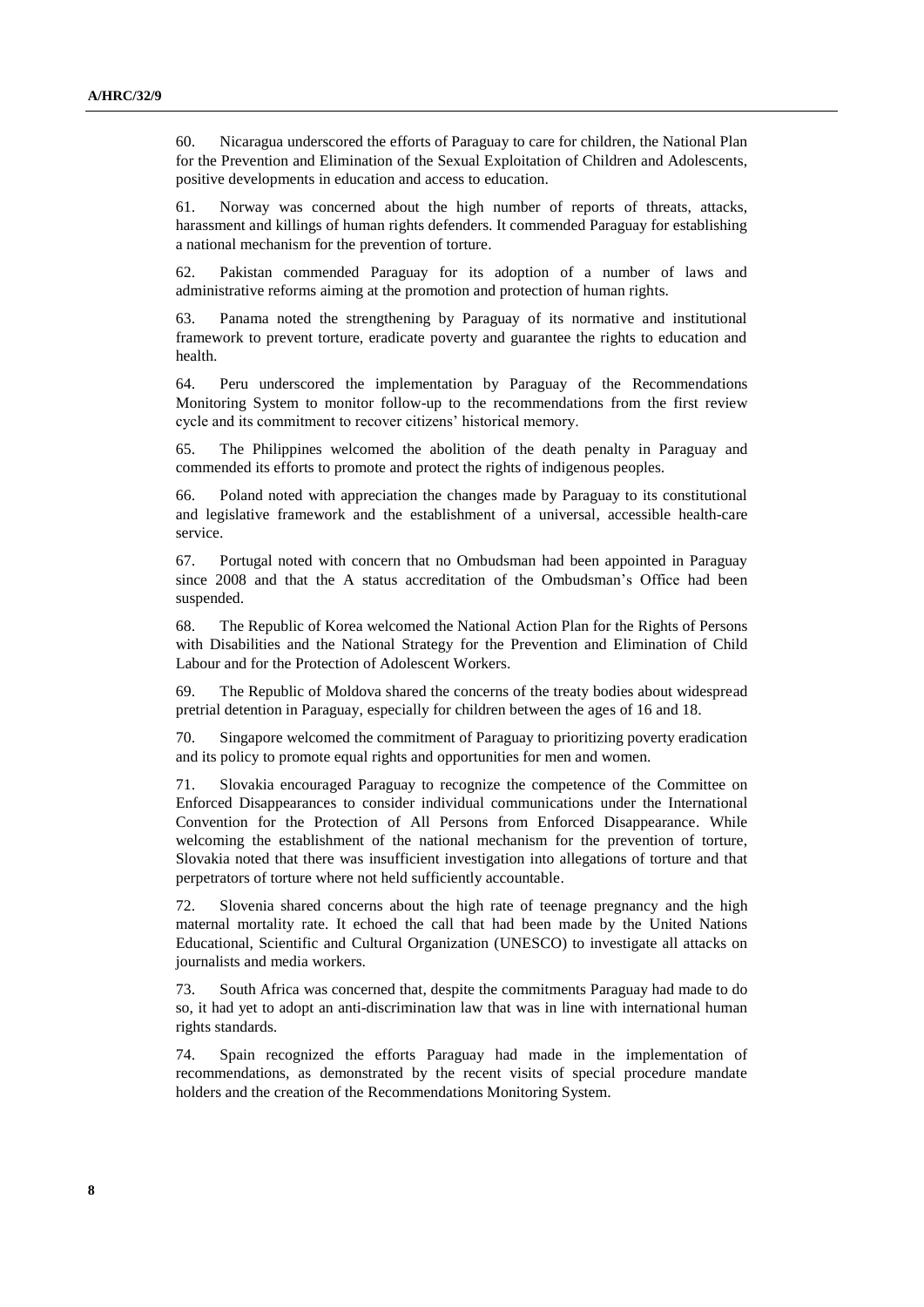60. Nicaragua underscored the efforts of Paraguay to care for children, the National Plan for the Prevention and Elimination of the Sexual Exploitation of Children and Adolescents, positive developments in education and access to education.

61. Norway was concerned about the high number of reports of threats, attacks, harassment and killings of human rights defenders. It commended Paraguay for establishing a national mechanism for the prevention of torture.

62. Pakistan commended Paraguay for its adoption of a number of laws and administrative reforms aiming at the promotion and protection of human rights.

63. Panama noted the strengthening by Paraguay of its normative and institutional framework to prevent torture, eradicate poverty and guarantee the rights to education and health.

64. Peru underscored the implementation by Paraguay of the Recommendations Monitoring System to monitor follow-up to the recommendations from the first review cycle and its commitment to recover citizens' historical memory.

65. The Philippines welcomed the abolition of the death penalty in Paraguay and commended its efforts to promote and protect the rights of indigenous peoples.

66. Poland noted with appreciation the changes made by Paraguay to its constitutional and legislative framework and the establishment of a universal, accessible health-care service.

67. Portugal noted with concern that no Ombudsman had been appointed in Paraguay since 2008 and that the A status accreditation of the Ombudsman's Office had been suspended.

68. The Republic of Korea welcomed the National Action Plan for the Rights of Persons with Disabilities and the National Strategy for the Prevention and Elimination of Child Labour and for the Protection of Adolescent Workers.

69. The Republic of Moldova shared the concerns of the treaty bodies about widespread pretrial detention in Paraguay, especially for children between the ages of 16 and 18.

70. Singapore welcomed the commitment of Paraguay to prioritizing poverty eradication and its policy to promote equal rights and opportunities for men and women.

71. Slovakia encouraged Paraguay to recognize the competence of the Committee on Enforced Disappearances to consider individual communications under the International Convention for the Protection of All Persons from Enforced Disappearance. While welcoming the establishment of the national mechanism for the prevention of torture, Slovakia noted that there was insufficient investigation into allegations of torture and that perpetrators of torture where not held sufficiently accountable.

72. Slovenia shared concerns about the high rate of teenage pregnancy and the high maternal mortality rate. It echoed the call that had been made by the United Nations Educational, Scientific and Cultural Organization (UNESCO) to investigate all attacks on journalists and media workers.

73. South Africa was concerned that, despite the commitments Paraguay had made to do so, it had yet to adopt an anti-discrimination law that was in line with international human rights standards.

74. Spain recognized the efforts Paraguay had made in the implementation of recommendations, as demonstrated by the recent visits of special procedure mandate holders and the creation of the Recommendations Monitoring System.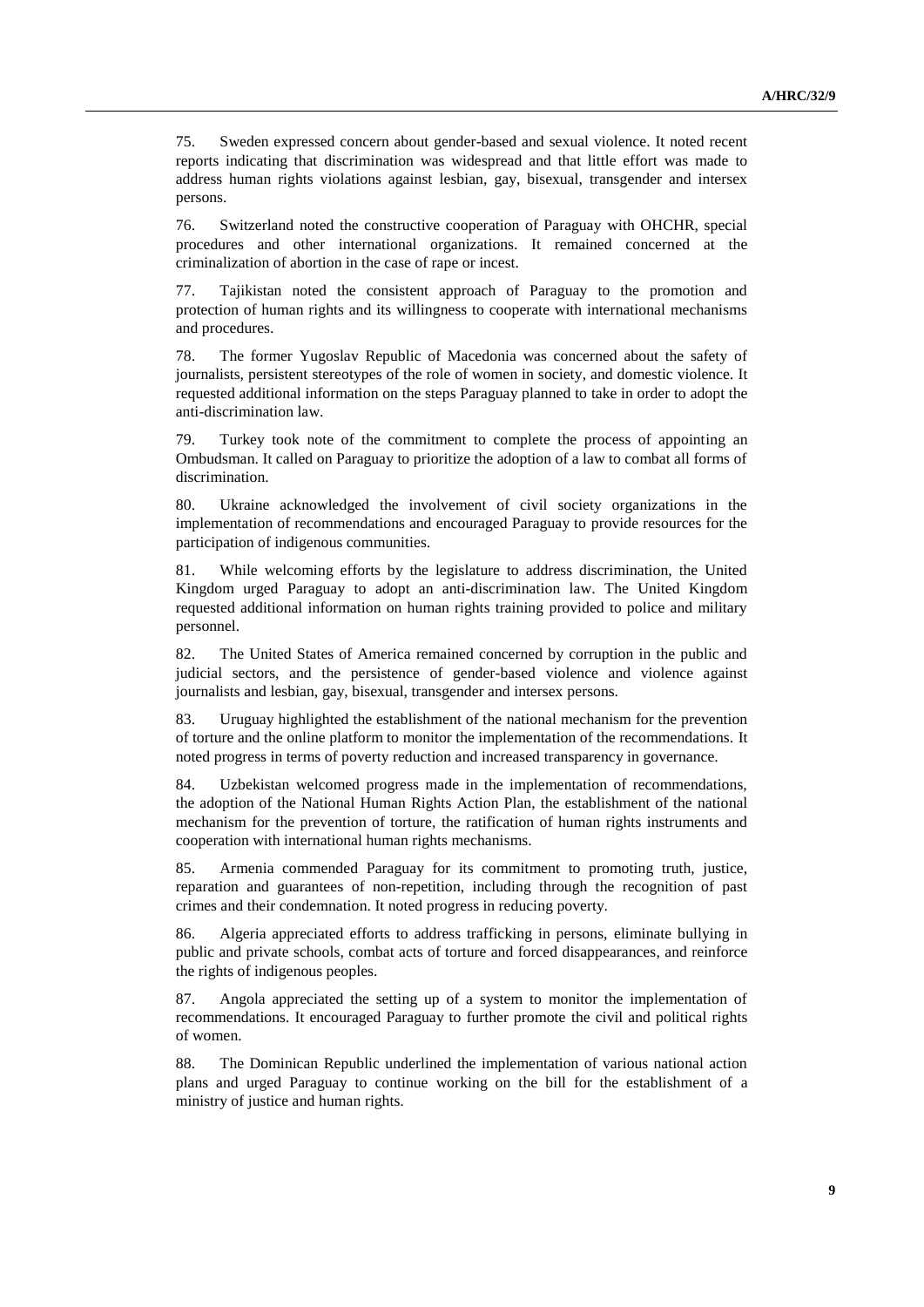75. Sweden expressed concern about gender-based and sexual violence. It noted recent reports indicating that discrimination was widespread and that little effort was made to address human rights violations against lesbian, gay, bisexual, transgender and intersex persons.

76. Switzerland noted the constructive cooperation of Paraguay with OHCHR, special procedures and other international organizations. It remained concerned at the criminalization of abortion in the case of rape or incest.

77. Tajikistan noted the consistent approach of Paraguay to the promotion and protection of human rights and its willingness to cooperate with international mechanisms and procedures.

78. The former Yugoslav Republic of Macedonia was concerned about the safety of journalists, persistent stereotypes of the role of women in society, and domestic violence. It requested additional information on the steps Paraguay planned to take in order to adopt the anti-discrimination law.

79. Turkey took note of the commitment to complete the process of appointing an Ombudsman. It called on Paraguay to prioritize the adoption of a law to combat all forms of discrimination.

80. Ukraine acknowledged the involvement of civil society organizations in the implementation of recommendations and encouraged Paraguay to provide resources for the participation of indigenous communities.

81. While welcoming efforts by the legislature to address discrimination, the United Kingdom urged Paraguay to adopt an anti-discrimination law. The United Kingdom requested additional information on human rights training provided to police and military personnel.

82. The United States of America remained concerned by corruption in the public and judicial sectors, and the persistence of gender-based violence and violence against journalists and lesbian, gay, bisexual, transgender and intersex persons.

83. Uruguay highlighted the establishment of the national mechanism for the prevention of torture and the online platform to monitor the implementation of the recommendations. It noted progress in terms of poverty reduction and increased transparency in governance.

84. Uzbekistan welcomed progress made in the implementation of recommendations, the adoption of the National Human Rights Action Plan, the establishment of the national mechanism for the prevention of torture, the ratification of human rights instruments and cooperation with international human rights mechanisms.

85. Armenia commended Paraguay for its commitment to promoting truth, justice, reparation and guarantees of non-repetition, including through the recognition of past crimes and their condemnation. It noted progress in reducing poverty.

86. Algeria appreciated efforts to address trafficking in persons, eliminate bullying in public and private schools, combat acts of torture and forced disappearances, and reinforce the rights of indigenous peoples.

87. Angola appreciated the setting up of a system to monitor the implementation of recommendations. It encouraged Paraguay to further promote the civil and political rights of women.

88. The Dominican Republic underlined the implementation of various national action plans and urged Paraguay to continue working on the bill for the establishment of a ministry of justice and human rights.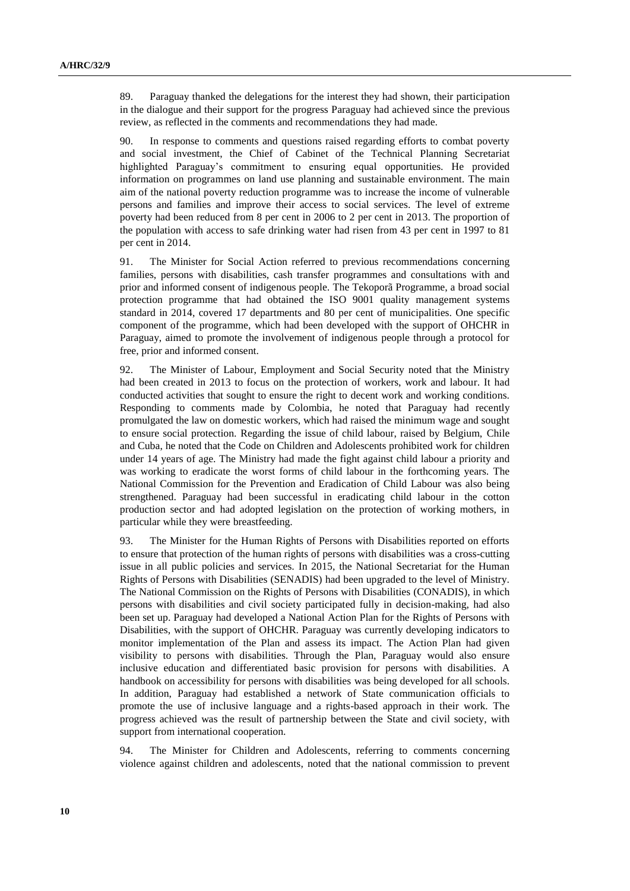89. Paraguay thanked the delegations for the interest they had shown, their participation in the dialogue and their support for the progress Paraguay had achieved since the previous review, as reflected in the comments and recommendations they had made.

90. In response to comments and questions raised regarding efforts to combat poverty and social investment, the Chief of Cabinet of the Technical Planning Secretariat highlighted Paraguay's commitment to ensuring equal opportunities. He provided information on programmes on land use planning and sustainable environment. The main aim of the national poverty reduction programme was to increase the income of vulnerable persons and families and improve their access to social services. The level of extreme poverty had been reduced from 8 per cent in 2006 to 2 per cent in 2013. The proportion of the population with access to safe drinking water had risen from 43 per cent in 1997 to 81 per cent in 2014.

91. The Minister for Social Action referred to previous recommendations concerning families, persons with disabilities, cash transfer programmes and consultations with and prior and informed consent of indigenous people. The Tekoporã Programme, a broad social protection programme that had obtained the ISO 9001 quality management systems standard in 2014, covered 17 departments and 80 per cent of municipalities. One specific component of the programme, which had been developed with the support of OHCHR in Paraguay, aimed to promote the involvement of indigenous people through a protocol for free, prior and informed consent.

92. The Minister of Labour, Employment and Social Security noted that the Ministry had been created in 2013 to focus on the protection of workers, work and labour. It had conducted activities that sought to ensure the right to decent work and working conditions. Responding to comments made by Colombia, he noted that Paraguay had recently promulgated the law on domestic workers, which had raised the minimum wage and sought to ensure social protection. Regarding the issue of child labour, raised by Belgium, Chile and Cuba, he noted that the Code on Children and Adolescents prohibited work for children under 14 years of age. The Ministry had made the fight against child labour a priority and was working to eradicate the worst forms of child labour in the forthcoming years. The National Commission for the Prevention and Eradication of Child Labour was also being strengthened. Paraguay had been successful in eradicating child labour in the cotton production sector and had adopted legislation on the protection of working mothers, in particular while they were breastfeeding.

93. The Minister for the Human Rights of Persons with Disabilities reported on efforts to ensure that protection of the human rights of persons with disabilities was a cross-cutting issue in all public policies and services. In 2015, the National Secretariat for the Human Rights of Persons with Disabilities (SENADIS) had been upgraded to the level of Ministry. The National Commission on the Rights of Persons with Disabilities (CONADIS), in which persons with disabilities and civil society participated fully in decision-making, had also been set up. Paraguay had developed a National Action Plan for the Rights of Persons with Disabilities, with the support of OHCHR. Paraguay was currently developing indicators to monitor implementation of the Plan and assess its impact. The Action Plan had given visibility to persons with disabilities. Through the Plan, Paraguay would also ensure inclusive education and differentiated basic provision for persons with disabilities. A handbook on accessibility for persons with disabilities was being developed for all schools. In addition, Paraguay had established a network of State communication officials to promote the use of inclusive language and a rights-based approach in their work. The progress achieved was the result of partnership between the State and civil society, with support from international cooperation.

94. The Minister for Children and Adolescents, referring to comments concerning violence against children and adolescents, noted that the national commission to prevent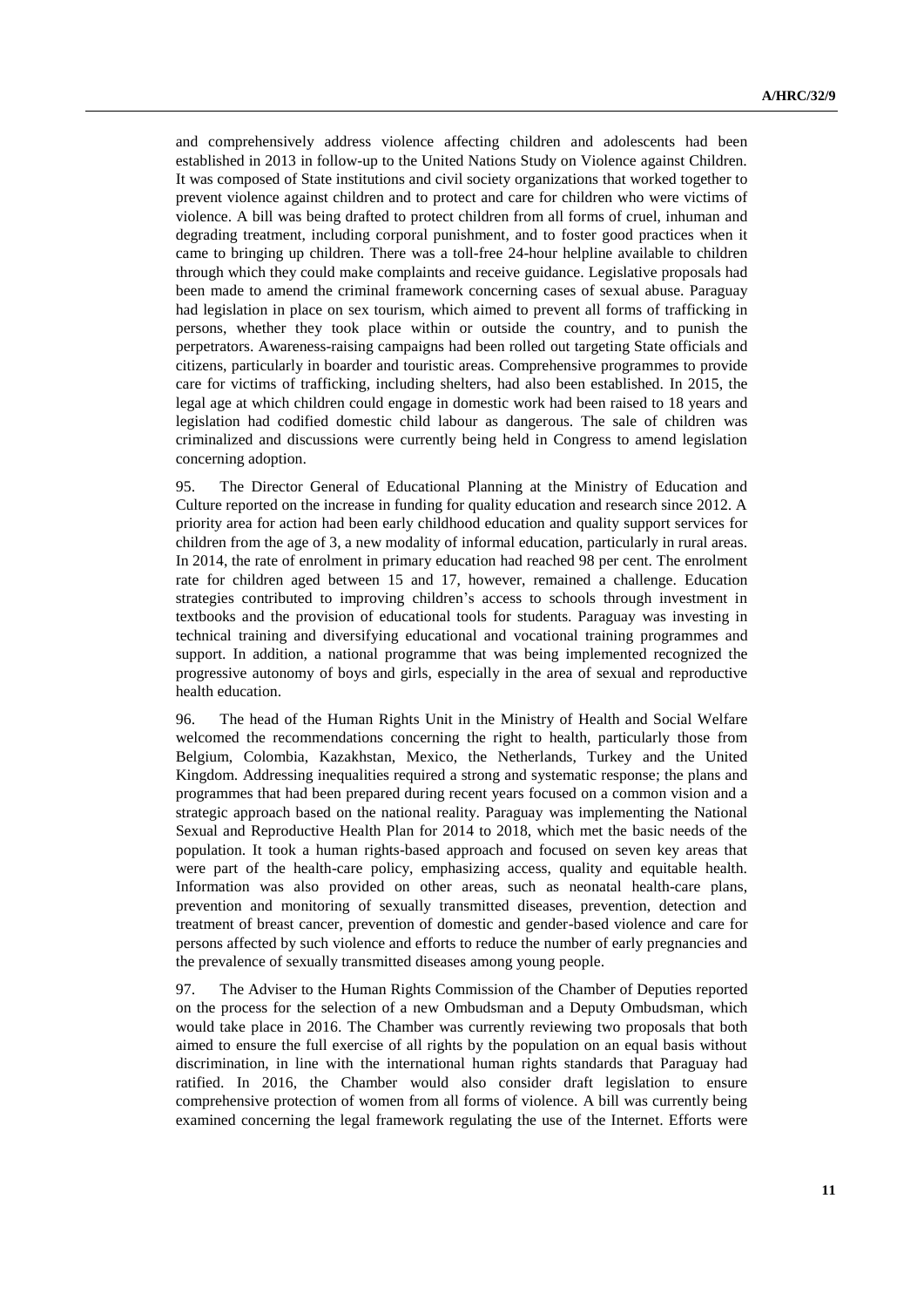and comprehensively address violence affecting children and adolescents had been established in 2013 in follow-up to the United Nations Study on Violence against Children. It was composed of State institutions and civil society organizations that worked together to prevent violence against children and to protect and care for children who were victims of violence. A bill was being drafted to protect children from all forms of cruel, inhuman and degrading treatment, including corporal punishment, and to foster good practices when it came to bringing up children. There was a toll-free 24-hour helpline available to children through which they could make complaints and receive guidance. Legislative proposals had been made to amend the criminal framework concerning cases of sexual abuse. Paraguay had legislation in place on sex tourism, which aimed to prevent all forms of trafficking in persons, whether they took place within or outside the country, and to punish the perpetrators. Awareness-raising campaigns had been rolled out targeting State officials and citizens, particularly in boarder and touristic areas. Comprehensive programmes to provide care for victims of trafficking, including shelters, had also been established. In 2015, the legal age at which children could engage in domestic work had been raised to 18 years and legislation had codified domestic child labour as dangerous. The sale of children was criminalized and discussions were currently being held in Congress to amend legislation concerning adoption.

95. The Director General of Educational Planning at the Ministry of Education and Culture reported on the increase in funding for quality education and research since 2012. A priority area for action had been early childhood education and quality support services for children from the age of 3, a new modality of informal education, particularly in rural areas. In 2014, the rate of enrolment in primary education had reached 98 per cent. The enrolment rate for children aged between 15 and 17, however, remained a challenge. Education strategies contributed to improving children's access to schools through investment in textbooks and the provision of educational tools for students. Paraguay was investing in technical training and diversifying educational and vocational training programmes and support. In addition, a national programme that was being implemented recognized the progressive autonomy of boys and girls, especially in the area of sexual and reproductive health education.

96. The head of the Human Rights Unit in the Ministry of Health and Social Welfare welcomed the recommendations concerning the right to health, particularly those from Belgium, Colombia, Kazakhstan, Mexico, the Netherlands, Turkey and the United Kingdom. Addressing inequalities required a strong and systematic response; the plans and programmes that had been prepared during recent years focused on a common vision and a strategic approach based on the national reality. Paraguay was implementing the National Sexual and Reproductive Health Plan for 2014 to 2018, which met the basic needs of the population. It took a human rights-based approach and focused on seven key areas that were part of the health-care policy, emphasizing access, quality and equitable health. Information was also provided on other areas, such as neonatal health-care plans, prevention and monitoring of sexually transmitted diseases, prevention, detection and treatment of breast cancer, prevention of domestic and gender-based violence and care for persons affected by such violence and efforts to reduce the number of early pregnancies and the prevalence of sexually transmitted diseases among young people.

97. The Adviser to the Human Rights Commission of the Chamber of Deputies reported on the process for the selection of a new Ombudsman and a Deputy Ombudsman, which would take place in 2016. The Chamber was currently reviewing two proposals that both aimed to ensure the full exercise of all rights by the population on an equal basis without discrimination, in line with the international human rights standards that Paraguay had ratified. In 2016, the Chamber would also consider draft legislation to ensure comprehensive protection of women from all forms of violence. A bill was currently being examined concerning the legal framework regulating the use of the Internet. Efforts were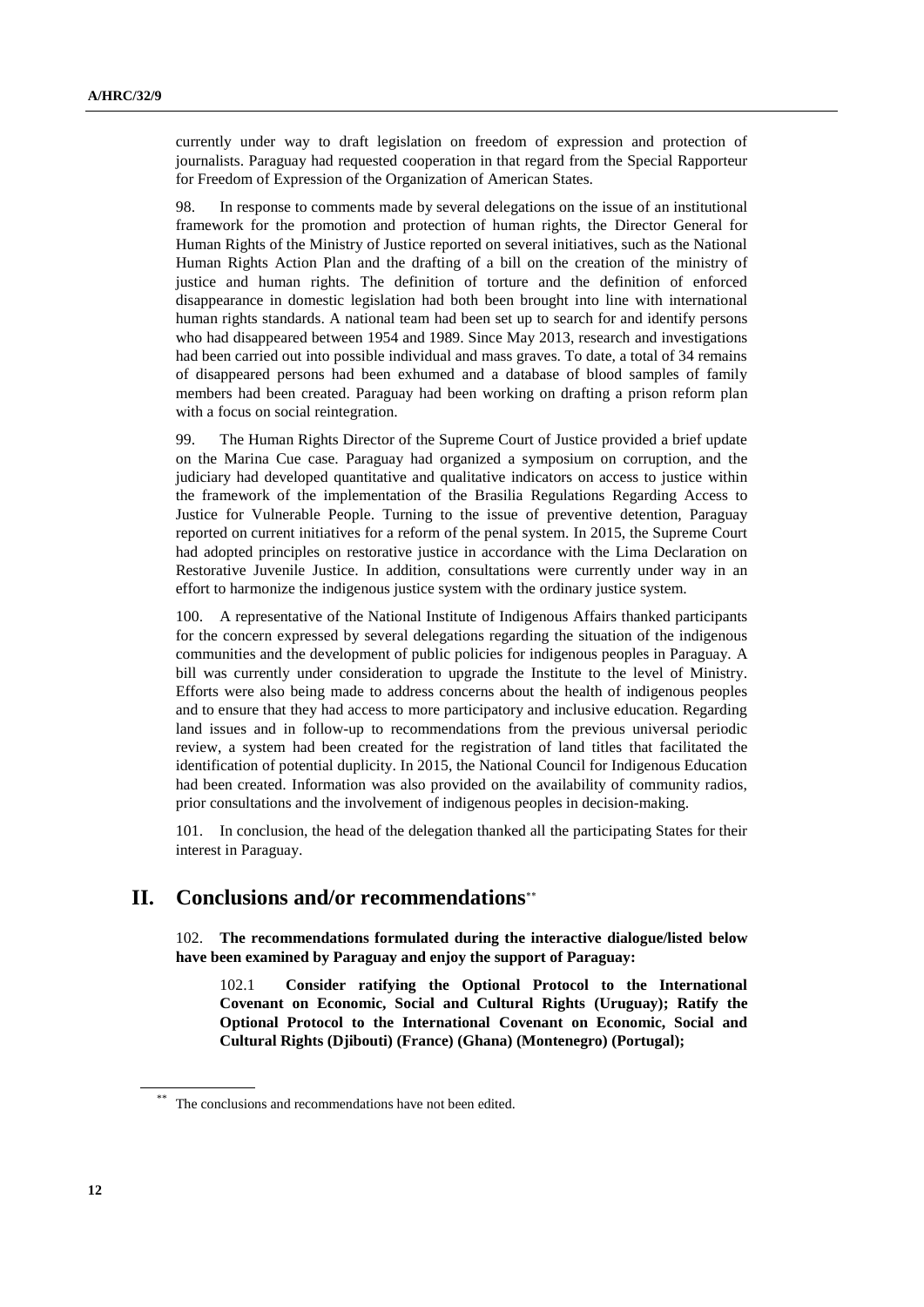currently under way to draft legislation on freedom of expression and protection of journalists. Paraguay had requested cooperation in that regard from the Special Rapporteur for Freedom of Expression of the Organization of American States.

98. In response to comments made by several delegations on the issue of an institutional framework for the promotion and protection of human rights, the Director General for Human Rights of the Ministry of Justice reported on several initiatives, such as the National Human Rights Action Plan and the drafting of a bill on the creation of the ministry of justice and human rights. The definition of torture and the definition of enforced disappearance in domestic legislation had both been brought into line with international human rights standards. A national team had been set up to search for and identify persons who had disappeared between 1954 and 1989. Since May 2013, research and investigations had been carried out into possible individual and mass graves. To date, a total of 34 remains of disappeared persons had been exhumed and a database of blood samples of family members had been created. Paraguay had been working on drafting a prison reform plan with a focus on social reintegration.

99. The Human Rights Director of the Supreme Court of Justice provided a brief update on the Marina Cue case. Paraguay had organized a symposium on corruption, and the judiciary had developed quantitative and qualitative indicators on access to justice within the framework of the implementation of the Brasilia Regulations Regarding Access to Justice for Vulnerable People. Turning to the issue of preventive detention, Paraguay reported on current initiatives for a reform of the penal system. In 2015, the Supreme Court had adopted principles on restorative justice in accordance with the Lima Declaration on Restorative Juvenile Justice. In addition, consultations were currently under way in an effort to harmonize the indigenous justice system with the ordinary justice system.

100. A representative of the National Institute of Indigenous Affairs thanked participants for the concern expressed by several delegations regarding the situation of the indigenous communities and the development of public policies for indigenous peoples in Paraguay. A bill was currently under consideration to upgrade the Institute to the level of Ministry. Efforts were also being made to address concerns about the health of indigenous peoples and to ensure that they had access to more participatory and inclusive education. Regarding land issues and in follow-up to recommendations from the previous universal periodic review, a system had been created for the registration of land titles that facilitated the identification of potential duplicity. In 2015, the National Council for Indigenous Education had been created. Information was also provided on the availability of community radios, prior consultations and the involvement of indigenous peoples in decision-making.

101. In conclusion, the head of the delegation thanked all the participating States for their interest in Paraguay.

# II. Conclusions and/or recommendations[**]

102. **The recommendations formulated during the interactive dialogue/listed below have been examined by Paraguay and enjoy the support of Paraguay:**

> 102.1 **Consider ratifying the Optional Protocol to the International Covenant on Economic, Social and Cultural Rights (Uruguay); Ratify the Optional Protocol to the International Covenant on Economic, Social and Cultural Rights (Djibouti) (France) (Ghana) (Montenegro) (Portugal);**

[**] The conclusions and recommendations have not been edited.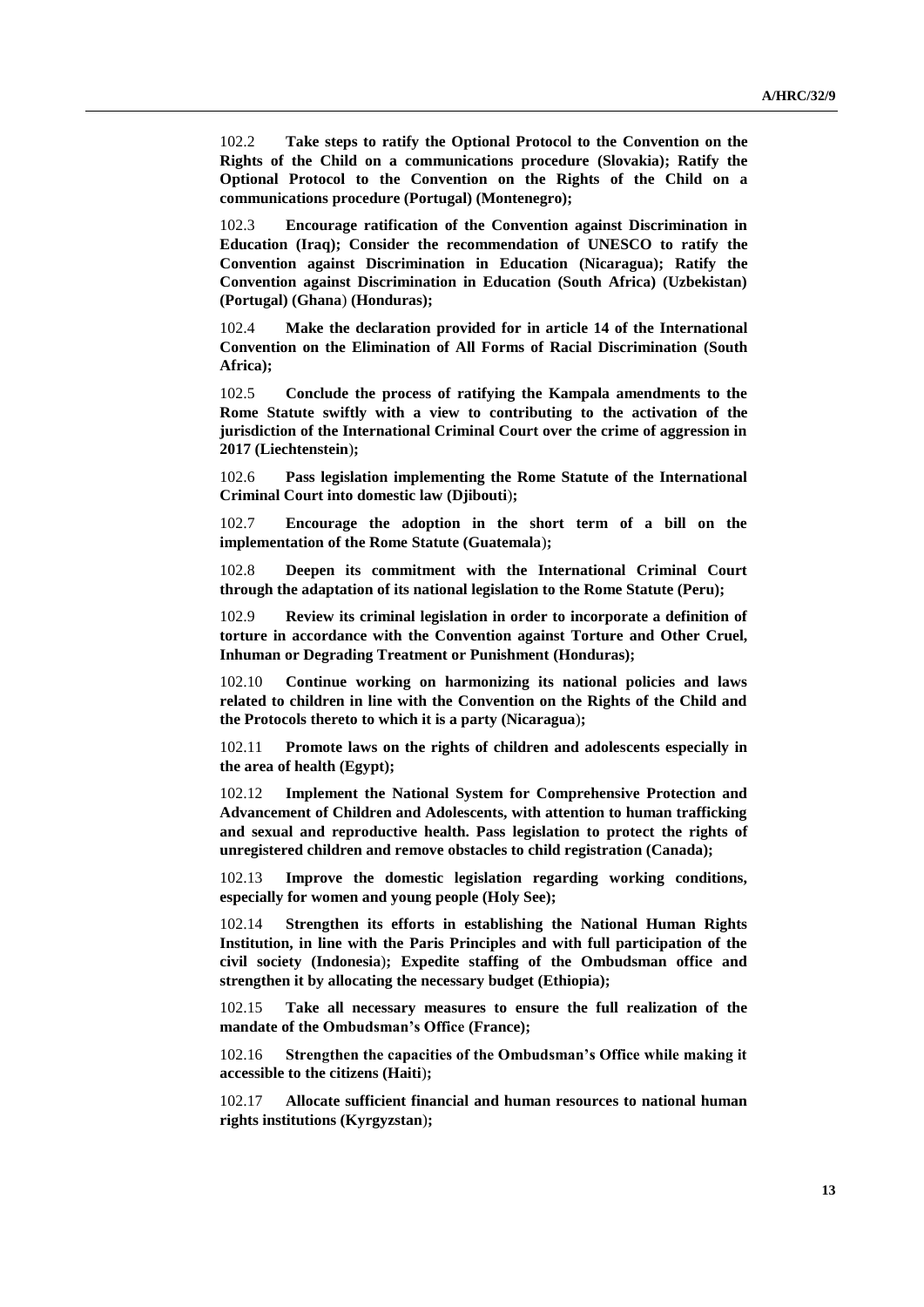102.2 **Take steps to ratify the Optional Protocol to the Convention on the Rights of the Child on a communications procedure (Slovakia); Ratify the Optional Protocol to the Convention on the Rights of the Child on a communications procedure (Portugal) (Montenegro);**

102.3 **Encourage ratification of the Convention against Discrimination in Education (Iraq); Consider the recommendation of UNESCO to ratify the Convention against Discrimination in Education (Nicaragua); Ratify the Convention against Discrimination in Education (South Africa) (Uzbekistan) (Portugal) (Ghana) (Honduras);**

102.4 **Make the declaration provided for in article 14 of the International Convention on the Elimination of All Forms of Racial Discrimination (South Africa);**

102.5 **Conclude the process of ratifying the Kampala amendments to the Rome Statute swiftly with a view to contributing to the activation of the jurisdiction of the International Criminal Court over the crime of aggression in 2017 (Liechtenstein);**

102.6 **Pass legislation implementing the Rome Statute of the International Criminal Court into domestic law (Djibouti);**

102.7 **Encourage the adoption in the short term of a bill on the implementation of the Rome Statute (Guatemala);**

102.8 **Deepen its commitment with the International Criminal Court through the adaptation of its national legislation to the Rome Statute (Peru);**

102.9 **Review its criminal legislation in order to incorporate a definition of torture in accordance with the Convention against Torture and Other Cruel, Inhuman or Degrading Treatment or Punishment (Honduras);**

102.10 **Continue working on harmonizing its national policies and laws related to children in line with the Convention on the Rights of the Child and the Protocols thereto to which it is a party (Nicaragua);**

102.11 **Promote laws on the rights of children and adolescents especially in the area of health (Egypt);**

102.12 **Implement the National System for Comprehensive Protection and Advancement of Children and Adolescents, with attention to human trafficking and sexual and reproductive health. Pass legislation to protect the rights of unregistered children and remove obstacles to child registration (Canada);**

102.13 **Improve the domestic legislation regarding working conditions, especially for women and young people (Holy See);**

102.14 **Strengthen its efforts in establishing the National Human Rights Institution, in line with the Paris Principles and with full participation of the civil society (Indonesia); Expedite staffing of the Ombudsman office and strengthen it by allocating the necessary budget (Ethiopia);**

102.15 **Take all necessary measures to ensure the full realization of the mandate of the Ombudsman's Office (France);**

102.16 **Strengthen the capacities of the Ombudsman's Office while making it accessible to the citizens (Haiti);**

102.17 **Allocate sufficient financial and human resources to national human rights institutions (Kyrgyzstan);**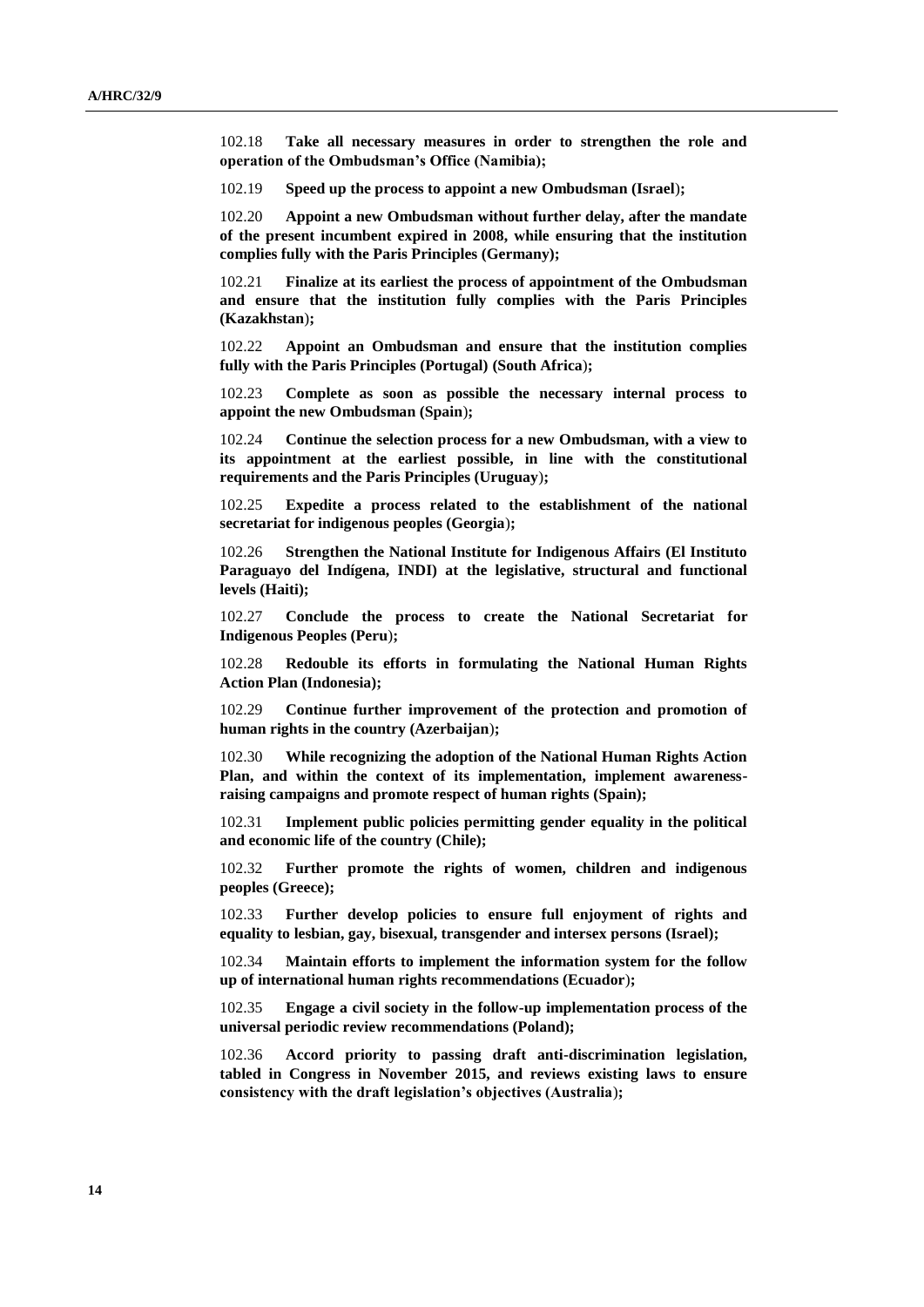102.18 **Take all necessary measures in order to strengthen the role and operation of the Ombudsman's Office (Namibia);**

102.19 **Speed up the process to appoint a new Ombudsman (Israel);**

102.20 **Appoint a new Ombudsman without further delay, after the mandate of the present incumbent expired in 2008, while ensuring that the institution complies fully with the Paris Principles (Germany);**

102.21 **Finalize at its earliest the process of appointment of the Ombudsman and ensure that the institution fully complies with the Paris Principles (Kazakhstan);**

102.22 **Appoint an Ombudsman and ensure that the institution complies fully with the Paris Principles (Portugal) (South Africa);**

102.23 **Complete as soon as possible the necessary internal process to appoint the new Ombudsman (Spain);**

102.24 **Continue the selection process for a new Ombudsman, with a view to its appointment at the earliest possible, in line with the constitutional requirements and the Paris Principles (Uruguay);**

102.25 **Expedite a process related to the establishment of the national secretariat for indigenous peoples (Georgia);**

102.26 **Strengthen the National Institute for Indigenous Affairs (El Instituto Paraguayo del Indígena, INDI) at the legislative, structural and functional levels (Haiti);**

102.27 **Conclude the process to create the National Secretariat for Indigenous Peoples (Peru);**

102.28 **Redouble its efforts in formulating the National Human Rights Action Plan (Indonesia);**

102.29 **Continue further improvement of the protection and promotion of human rights in the country (Azerbaijan);**

102.30 **While recognizing the adoption of the National Human Rights Action Plan, and within the context of its implementation, implement awareness-raising campaigns and promote respect of human rights (Spain);**

102.31 **Implement public policies permitting gender equality in the political and economic life of the country (Chile);**

102.32 **Further promote the rights of women, children and indigenous peoples (Greece);**

102.33 **Further develop policies to ensure full enjoyment of rights and equality to lesbian, gay, bisexual, transgender and intersex persons (Israel);**

102.34 **Maintain efforts to implement the information system for the follow up of international human rights recommendations (Ecuador);**

102.35 **Engage a civil society in the follow-up implementation process of the universal periodic review recommendations (Poland);**

102.36 **Accord priority to passing draft anti-discrimination legislation, tabled in Congress in November 2015, and reviews existing laws to ensure consistency with the draft legislation's objectives (Australia);**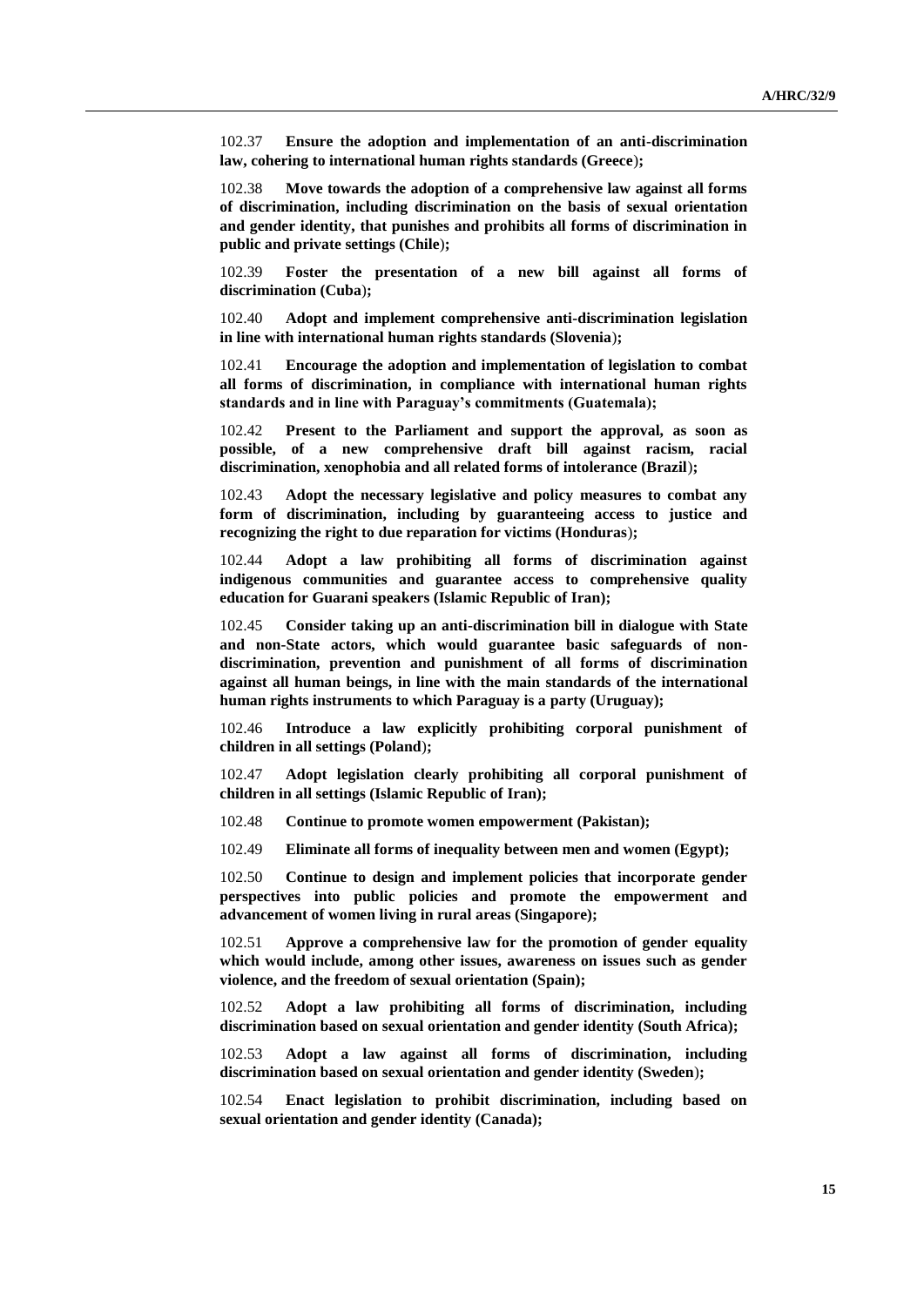102.37 **Ensure the adoption and implementation of an anti-discrimination law, cohering to international human rights standards (Greece);**

102.38 **Move towards the adoption of a comprehensive law against all forms of discrimination, including discrimination on the basis of sexual orientation and gender identity, that punishes and prohibits all forms of discrimination in public and private settings (Chile);**

102.39 **Foster the presentation of a new bill against all forms of discrimination (Cuba);**

102.40 **Adopt and implement comprehensive anti-discrimination legislation in line with international human rights standards (Slovenia);**

102.41 **Encourage the adoption and implementation of legislation to combat all forms of discrimination, in compliance with international human rights standards and in line with Paraguay's commitments (Guatemala);**

102.42 **Present to the Parliament and support the approval, as soon as possible, of a new comprehensive draft bill against racism, racial discrimination, xenophobia and all related forms of intolerance (Brazil);**

102.43 **Adopt the necessary legislative and policy measures to combat any form of discrimination, including by guaranteeing access to justice and recognizing the right to due reparation for victims (Honduras);**

102.44 **Adopt a law prohibiting all forms of discrimination against indigenous communities and guarantee access to comprehensive quality education for Guarani speakers (Islamic Republic of Iran);**

102.45 **Consider taking up an anti-discrimination bill in dialogue with State and non-State actors, which would guarantee basic safeguards of non-discrimination, prevention and punishment of all forms of discrimination against all human beings, in line with the main standards of the international human rights instruments to which Paraguay is a party (Uruguay);**

102.46 **Introduce a law explicitly prohibiting corporal punishment of children in all settings (Poland);**

102.47 **Adopt legislation clearly prohibiting all corporal punishment of children in all settings (Islamic Republic of Iran);**

102.48 **Continue to promote women empowerment (Pakistan);**

102.49 **Eliminate all forms of inequality between men and women (Egypt);**

102.50 **Continue to design and implement policies that incorporate gender perspectives into public policies and promote the empowerment and advancement of women living in rural areas (Singapore);**

102.51 **Approve a comprehensive law for the promotion of gender equality which would include, among other issues, awareness on issues such as gender violence, and the freedom of sexual orientation (Spain);**

102.52 **Adopt a law prohibiting all forms of discrimination, including discrimination based on sexual orientation and gender identity (South Africa);**

102.53 **Adopt a law against all forms of discrimination, including discrimination based on sexual orientation and gender identity (Sweden);**

102.54 **Enact legislation to prohibit discrimination, including based on sexual orientation and gender identity (Canada);**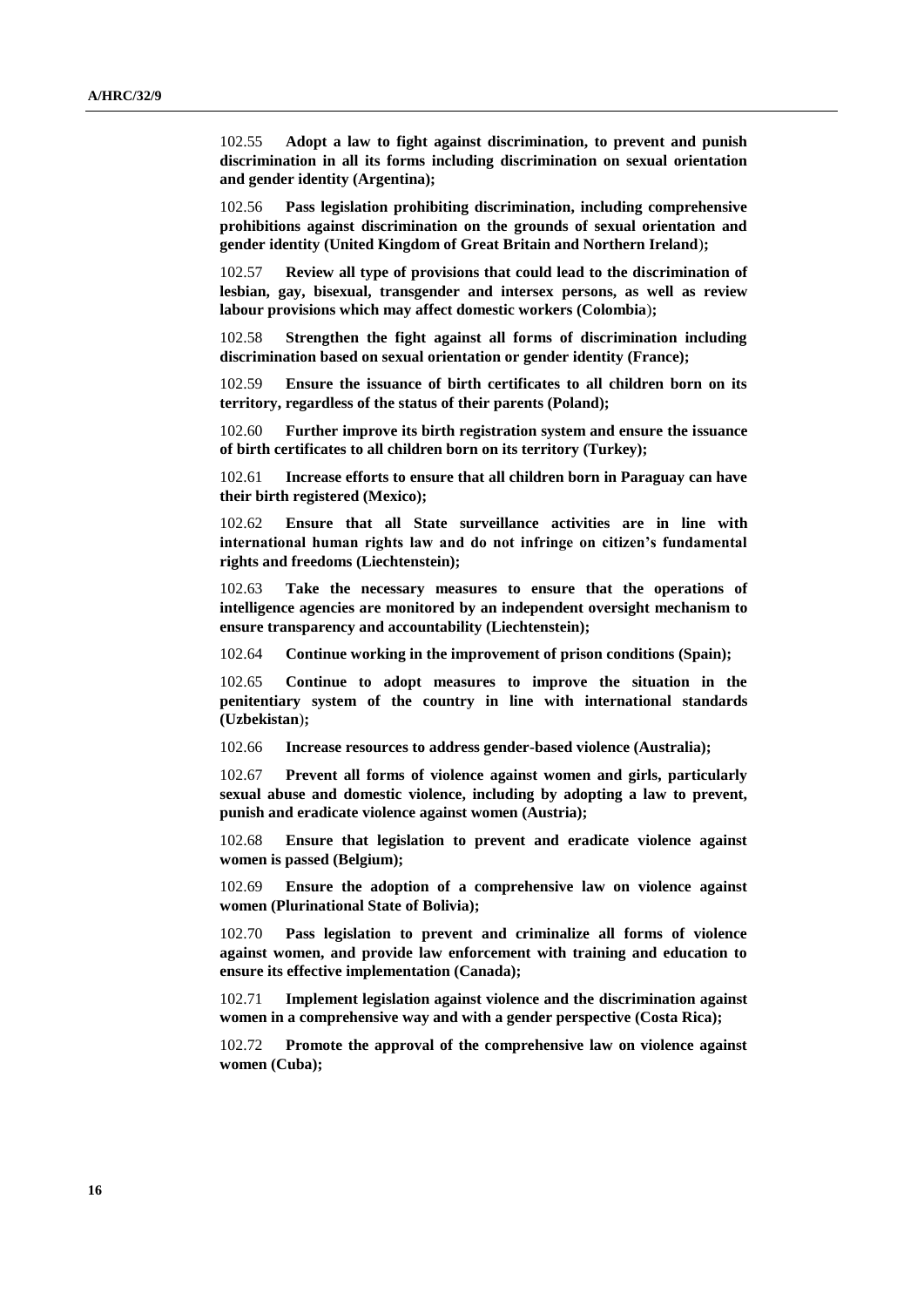102.55 **Adopt a law to fight against discrimination, to prevent and punish discrimination in all its forms including discrimination on sexual orientation and gender identity (Argentina);**

102.56 **Pass legislation prohibiting discrimination, including comprehensive prohibitions against discrimination on the grounds of sexual orientation and gender identity (United Kingdom of Great Britain and Northern Ireland);**

102.57 **Review all type of provisions that could lead to the discrimination of lesbian, gay, bisexual, transgender and intersex persons, as well as review labour provisions which may affect domestic workers (Colombia);**

102.58 **Strengthen the fight against all forms of discrimination including discrimination based on sexual orientation or gender identity (France);**

102.59 **Ensure the issuance of birth certificates to all children born on its territory, regardless of the status of their parents (Poland);**

102.60 **Further improve its birth registration system and ensure the issuance of birth certificates to all children born on its territory (Turkey);**

102.61 **Increase efforts to ensure that all children born in Paraguay can have their birth registered (Mexico);**

102.62 **Ensure that all State surveillance activities are in line with international human rights law and do not infringe on citizen's fundamental rights and freedoms (Liechtenstein);**

102.63 **Take the necessary measures to ensure that the operations of intelligence agencies are monitored by an independent oversight mechanism to ensure transparency and accountability (Liechtenstein);**

102.64 **Continue working in the improvement of prison conditions (Spain);**

102.65 **Continue to adopt measures to improve the situation in the penitentiary system of the country in line with international standards (Uzbekistan);**

102.66 **Increase resources to address gender-based violence (Australia);**

102.67 **Prevent all forms of violence against women and girls, particularly sexual abuse and domestic violence, including by adopting a law to prevent, punish and eradicate violence against women (Austria);**

102.68 **Ensure that legislation to prevent and eradicate violence against women is passed (Belgium);**

102.69 **Ensure the adoption of a comprehensive law on violence against women (Plurinational State of Bolivia);**

102.70 **Pass legislation to prevent and criminalize all forms of violence against women, and provide law enforcement with training and education to ensure its effective implementation (Canada);**

102.71 **Implement legislation against violence and the discrimination against women in a comprehensive way and with a gender perspective (Costa Rica);**

102.72 **Promote the approval of the comprehensive law on violence against women (Cuba);**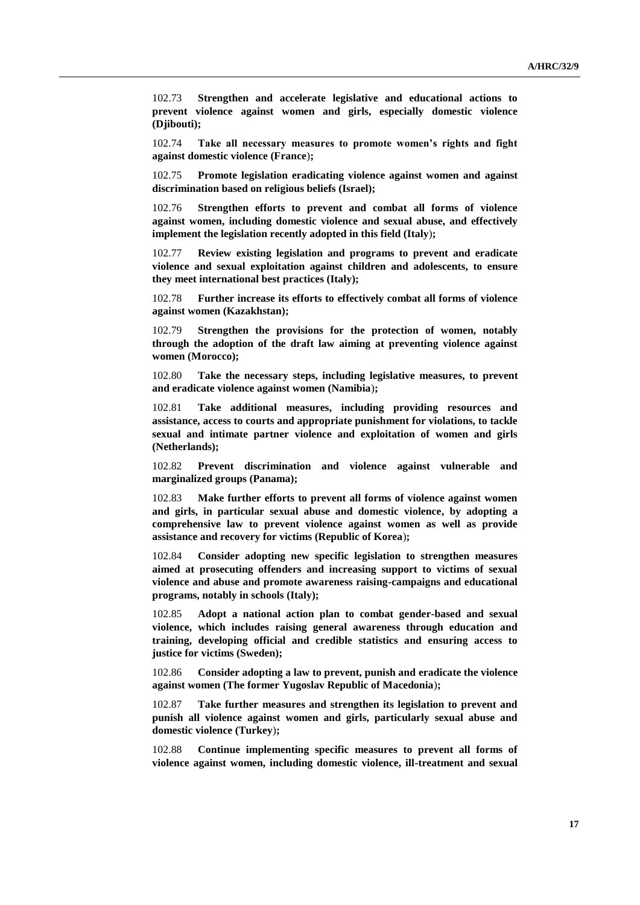102.73 **Strengthen and accelerate legislative and educational actions to prevent violence against women and girls, especially domestic violence (Djibouti);**

102.74 **Take all necessary measures to promote women's rights and fight against domestic violence (France);**

102.75 **Promote legislation eradicating violence against women and against discrimination based on religious beliefs (Israel);**

102.76 **Strengthen efforts to prevent and combat all forms of violence against women, including domestic violence and sexual abuse, and effectively implement the legislation recently adopted in this field (Italy);**

102.77 **Review existing legislation and programs to prevent and eradicate violence and sexual exploitation against children and adolescents, to ensure they meet international best practices (Italy);**

102.78 **Further increase its efforts to effectively combat all forms of violence against women (Kazakhstan);**

102.79 **Strengthen the provisions for the protection of women, notably through the adoption of the draft law aiming at preventing violence against women (Morocco);**

102.80 **Take the necessary steps, including legislative measures, to prevent and eradicate violence against women (Namibia);**

102.81 **Take additional measures, including providing resources and assistance, access to courts and appropriate punishment for violations, to tackle sexual and intimate partner violence and exploitation of women and girls (Netherlands);**

102.82 **Prevent discrimination and violence against vulnerable and marginalized groups (Panama);**

102.83 **Make further efforts to prevent all forms of violence against women and girls, in particular sexual abuse and domestic violence, by adopting a comprehensive law to prevent violence against women as well as provide assistance and recovery for victims (Republic of Korea);**

102.84 **Consider adopting new specific legislation to strengthen measures aimed at prosecuting offenders and increasing support to victims of sexual violence and abuse and promote awareness raising-campaigns and educational programs, notably in schools (Italy);**

102.85 **Adopt a national action plan to combat gender-based and sexual violence, which includes raising general awareness through education and training, developing official and credible statistics and ensuring access to justice for victims (Sweden);**

102.86 **Consider adopting a law to prevent, punish and eradicate the violence against women (The former Yugoslav Republic of Macedonia);**

102.87 **Take further measures and strengthen its legislation to prevent and punish all violence against women and girls, particularly sexual abuse and domestic violence (Turkey);**

102.88 **Continue implementing specific measures to prevent all forms of violence against women, including domestic violence, ill-treatment and sexual**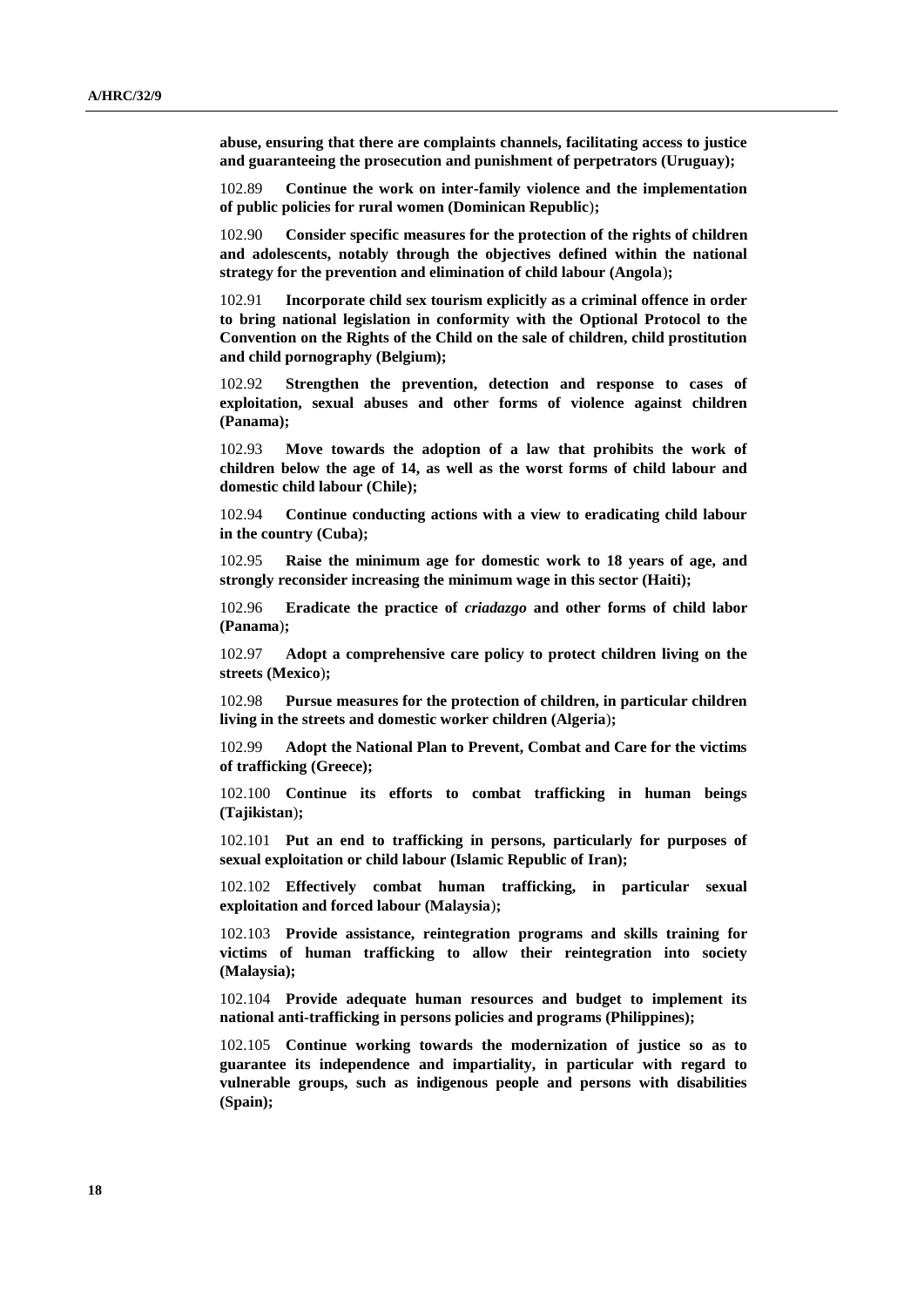**abuse, ensuring that there are complaints channels, facilitating access to justice and guaranteeing the prosecution and punishment of perpetrators (Uruguay);**

102.89 **Continue the work on inter-family violence and the implementation of public policies for rural women (Dominican Republic);**

102.90 **Consider specific measures for the protection of the rights of children and adolescents, notably through the objectives defined within the national strategy for the prevention and elimination of child labour (Angola);**

102.91 **Incorporate child sex tourism explicitly as a criminal offence in order to bring national legislation in conformity with the Optional Protocol to the Convention on the Rights of the Child on the sale of children, child prostitution and child pornography (Belgium);**

102.92 **Strengthen the prevention, detection and response to cases of exploitation, sexual abuses and other forms of violence against children (Panama);**

102.93 **Move towards the adoption of a law that prohibits the work of children below the age of 14, as well as the worst forms of child labour and domestic child labour (Chile);**

102.94 **Continue conducting actions with a view to eradicating child labour in the country (Cuba);**

102.95 **Raise the minimum age for domestic work to 18 years of age, and strongly reconsider increasing the minimum wage in this sector (Haiti);**

102.96 **Eradicate the practice of *criadazgo* and other forms of child labor (Panama);**

102.97 **Adopt a comprehensive care policy to protect children living on the streets (Mexico);**

102.98 **Pursue measures for the protection of children, in particular children living in the streets and domestic worker children (Algeria);**

102.99 **Adopt the National Plan to Prevent, Combat and Care for the victims of trafficking (Greece);**

102.100 **Continue its efforts to combat trafficking in human beings (Tajikistan);**

102.101 **Put an end to trafficking in persons, particularly for purposes of sexual exploitation or child labour (Islamic Republic of Iran);**

102.102 **Effectively combat human trafficking, in particular sexual exploitation and forced labour (Malaysia);**

102.103 **Provide assistance, reintegration programs and skills training for victims of human trafficking to allow their reintegration into society (Malaysia);**

102.104 **Provide adequate human resources and budget to implement its national anti-trafficking in persons policies and programs (Philippines);**

102.105 **Continue working towards the modernization of justice so as to guarantee its independence and impartiality, in particular with regard to vulnerable groups, such as indigenous people and persons with disabilities (Spain);**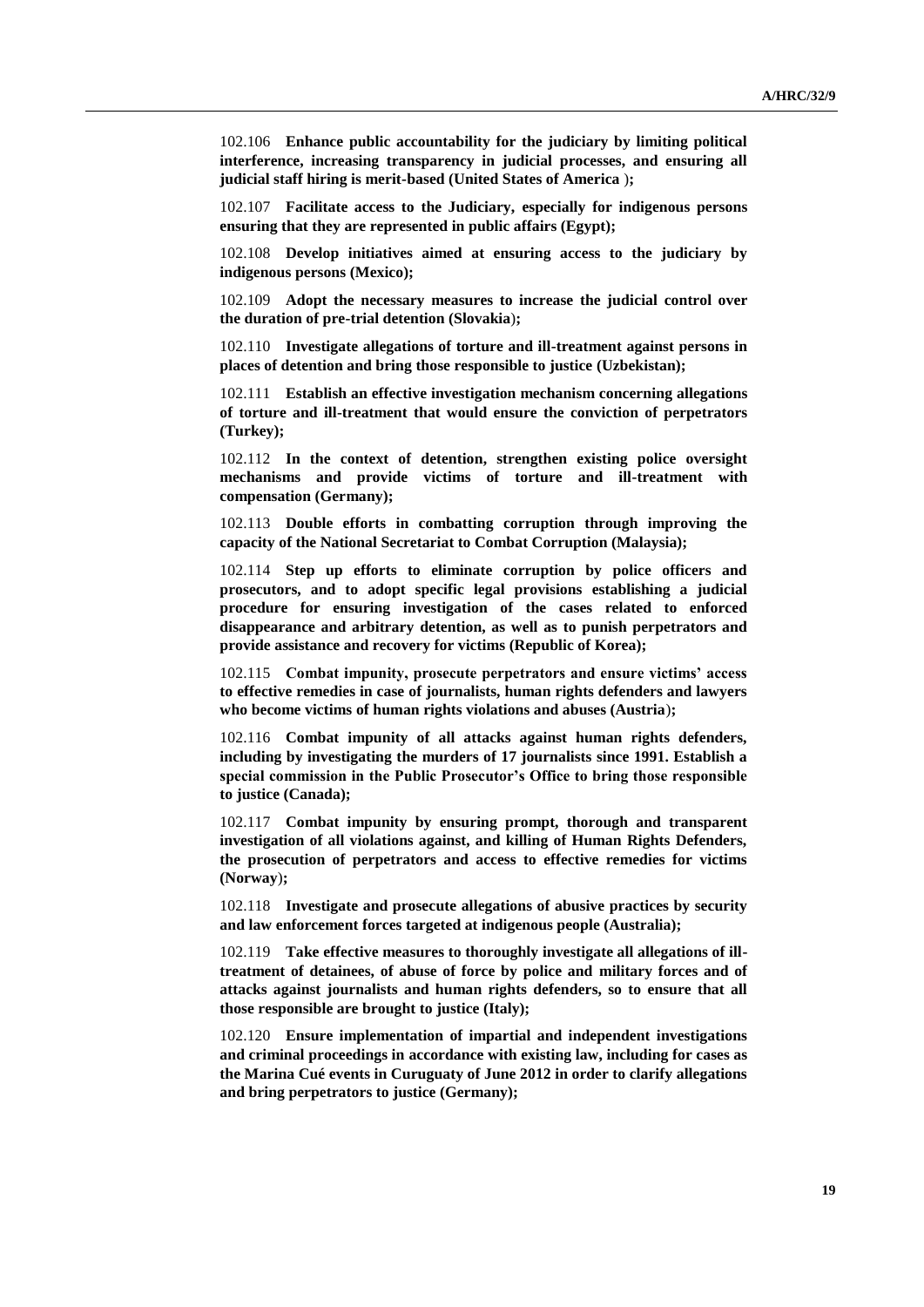102.106 **Enhance public accountability for the judiciary by limiting political interference, increasing transparency in judicial processes, and ensuring all judicial staff hiring is merit-based (United States of America );**

102.107 **Facilitate access to the Judiciary, especially for indigenous persons ensuring that they are represented in public affairs (Egypt);**

102.108 **Develop initiatives aimed at ensuring access to the judiciary by indigenous persons (Mexico);**

102.109 **Adopt the necessary measures to increase the judicial control over the duration of pre-trial detention (Slovakia);**

102.110 **Investigate allegations of torture and ill-treatment against persons in places of detention and bring those responsible to justice (Uzbekistan);**

102.111 **Establish an effective investigation mechanism concerning allegations of torture and ill-treatment that would ensure the conviction of perpetrators (Turkey);**

102.112 **In the context of detention, strengthen existing police oversight mechanisms and provide victims of torture and ill-treatment with compensation (Germany);**

102.113 **Double efforts in combatting corruption through improving the capacity of the National Secretariat to Combat Corruption (Malaysia);**

102.114 **Step up efforts to eliminate corruption by police officers and prosecutors, and to adopt specific legal provisions establishing a judicial procedure for ensuring investigation of the cases related to enforced disappearance and arbitrary detention, as well as to punish perpetrators and provide assistance and recovery for victims (Republic of Korea);**

102.115 **Combat impunity, prosecute perpetrators and ensure victims' access to effective remedies in case of journalists, human rights defenders and lawyers who become victims of human rights violations and abuses (Austria);**

102.116 **Combat impunity of all attacks against human rights defenders, including by investigating the murders of 17 journalists since 1991. Establish a special commission in the Public Prosecutor's Office to bring those responsible to justice (Canada);**

102.117 **Combat impunity by ensuring prompt, thorough and transparent investigation of all violations against, and killing of Human Rights Defenders, the prosecution of perpetrators and access to effective remedies for victims (Norway);**

102.118 **Investigate and prosecute allegations of abusive practices by security and law enforcement forces targeted at indigenous people (Australia);**

102.119 **Take effective measures to thoroughly investigate all allegations of ill-treatment of detainees, of abuse of force by police and military forces and of attacks against journalists and human rights defenders, so to ensure that all those responsible are brought to justice (Italy);**

102.120 **Ensure implementation of impartial and independent investigations and criminal proceedings in accordance with existing law, including for cases as the Marina Cué events in Curuguaty of June 2012 in order to clarify allegations and bring perpetrators to justice (Germany);**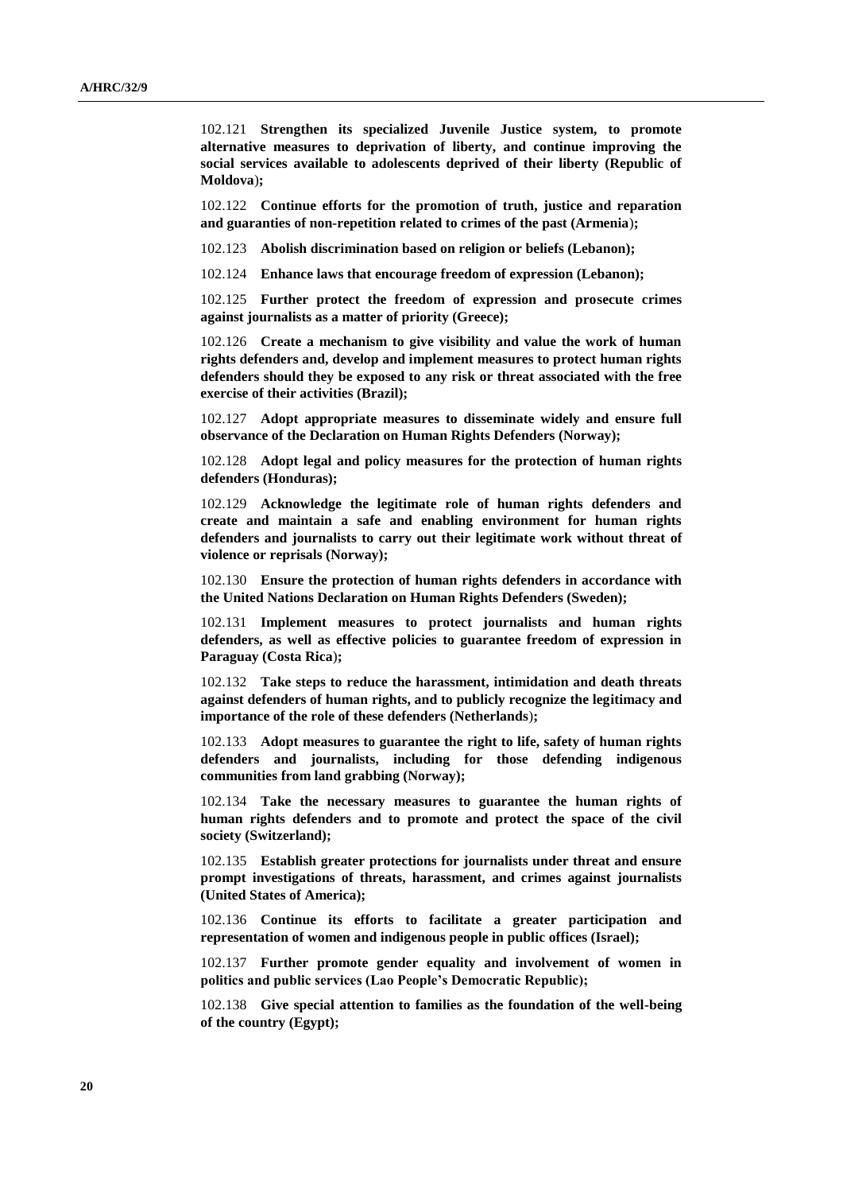102.121 **Strengthen its specialized Juvenile Justice system, to promote alternative measures to deprivation of liberty, and continue improving the social services available to adolescents deprived of their liberty (Republic of Moldova);**

102.122 **Continue efforts for the promotion of truth, justice and reparation and guaranties of non-repetition related to crimes of the past (Armenia);**

102.123 **Abolish discrimination based on religion or beliefs (Lebanon);**

102.124 **Enhance laws that encourage freedom of expression (Lebanon);**

102.125 **Further protect the freedom of expression and prosecute crimes against journalists as a matter of priority (Greece);**

102.126 **Create a mechanism to give visibility and value the work of human rights defenders and, develop and implement measures to protect human rights defenders should they be exposed to any risk or threat associated with the free exercise of their activities (Brazil);**

102.127 **Adopt appropriate measures to disseminate widely and ensure full observance of the Declaration on Human Rights Defenders (Norway);**

102.128 **Adopt legal and policy measures for the protection of human rights defenders (Honduras);**

102.129 **Acknowledge the legitimate role of human rights defenders and create and maintain a safe and enabling environment for human rights defenders and journalists to carry out their legitimate work without threat of violence or reprisals (Norway);**

102.130 **Ensure the protection of human rights defenders in accordance with the United Nations Declaration on Human Rights Defenders (Sweden);**

102.131 **Implement measures to protect journalists and human rights defenders, as well as effective policies to guarantee freedom of expression in Paraguay (Costa Rica);**

102.132 **Take steps to reduce the harassment, intimidation and death threats against defenders of human rights, and to publicly recognize the legitimacy and importance of the role of these defenders (Netherlands);**

102.133 **Adopt measures to guarantee the right to life, safety of human rights defenders and journalists, including for those defending indigenous communities from land grabbing (Norway);**

102.134 **Take the necessary measures to guarantee the human rights of human rights defenders and to promote and protect the space of the civil society (Switzerland);**

102.135 **Establish greater protections for journalists under threat and ensure prompt investigations of threats, harassment, and crimes against journalists (United States of America);**

102.136 **Continue its efforts to facilitate a greater participation and representation of women and indigenous people in public offices (Israel);**

102.137 **Further promote gender equality and involvement of women in politics and public services (Lao People's Democratic Republic);**

102.138 **Give special attention to families as the foundation of the well-being of the country (Egypt);**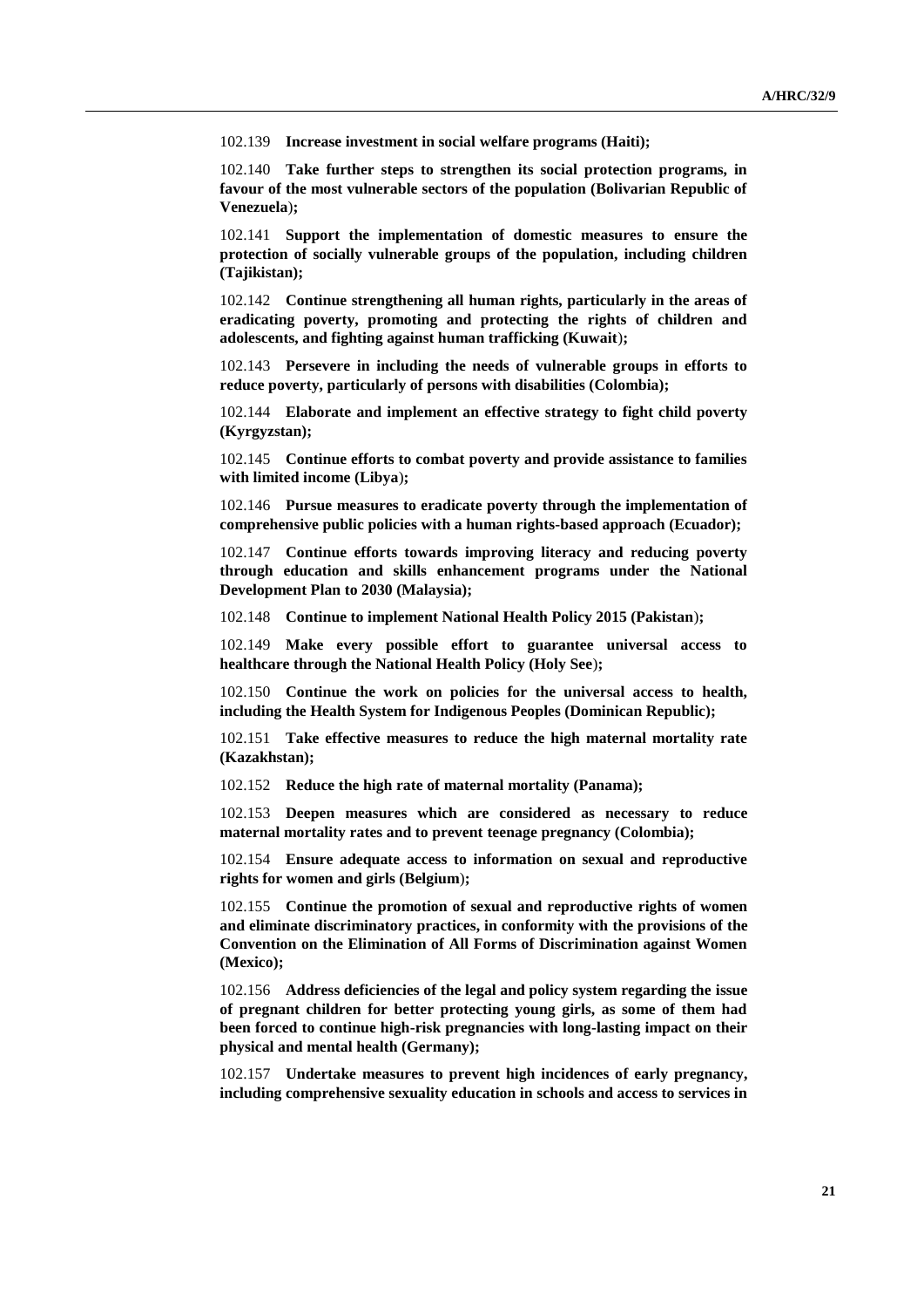102.139 **Increase investment in social welfare programs (Haiti);**

102.140 **Take further steps to strengthen its social protection programs, in favour of the most vulnerable sectors of the population (Bolivarian Republic of Venezuela);**

102.141 **Support the implementation of domestic measures to ensure the protection of socially vulnerable groups of the population, including children (Tajikistan);**

102.142 **Continue strengthening all human rights, particularly in the areas of eradicating poverty, promoting and protecting the rights of children and adolescents, and fighting against human trafficking (Kuwait);**

102.143 **Persevere in including the needs of vulnerable groups in efforts to reduce poverty, particularly of persons with disabilities (Colombia);**

102.144 **Elaborate and implement an effective strategy to fight child poverty (Kyrgyzstan);**

102.145 **Continue efforts to combat poverty and provide assistance to families with limited income (Libya);**

102.146 **Pursue measures to eradicate poverty through the implementation of comprehensive public policies with a human rights-based approach (Ecuador);**

102.147 **Continue efforts towards improving literacy and reducing poverty through education and skills enhancement programs under the National Development Plan to 2030 (Malaysia);**

102.148 **Continue to implement National Health Policy 2015 (Pakistan);**

102.149 **Make every possible effort to guarantee universal access to healthcare through the National Health Policy (Holy See);**

102.150 **Continue the work on policies for the universal access to health, including the Health System for Indigenous Peoples (Dominican Republic);**

102.151 **Take effective measures to reduce the high maternal mortality rate (Kazakhstan);**

102.152 **Reduce the high rate of maternal mortality (Panama);**

102.153 **Deepen measures which are considered as necessary to reduce maternal mortality rates and to prevent teenage pregnancy (Colombia);**

102.154 **Ensure adequate access to information on sexual and reproductive rights for women and girls (Belgium);**

102.155 **Continue the promotion of sexual and reproductive rights of women and eliminate discriminatory practices, in conformity with the provisions of the Convention on the Elimination of All Forms of Discrimination against Women (Mexico);**

102.156 **Address deficiencies of the legal and policy system regarding the issue of pregnant children for better protecting young girls, as some of them had been forced to continue high-risk pregnancies with long-lasting impact on their physical and mental health (Germany);**

102.157 **Undertake measures to prevent high incidences of early pregnancy, including comprehensive sexuality education in schools and access to services in**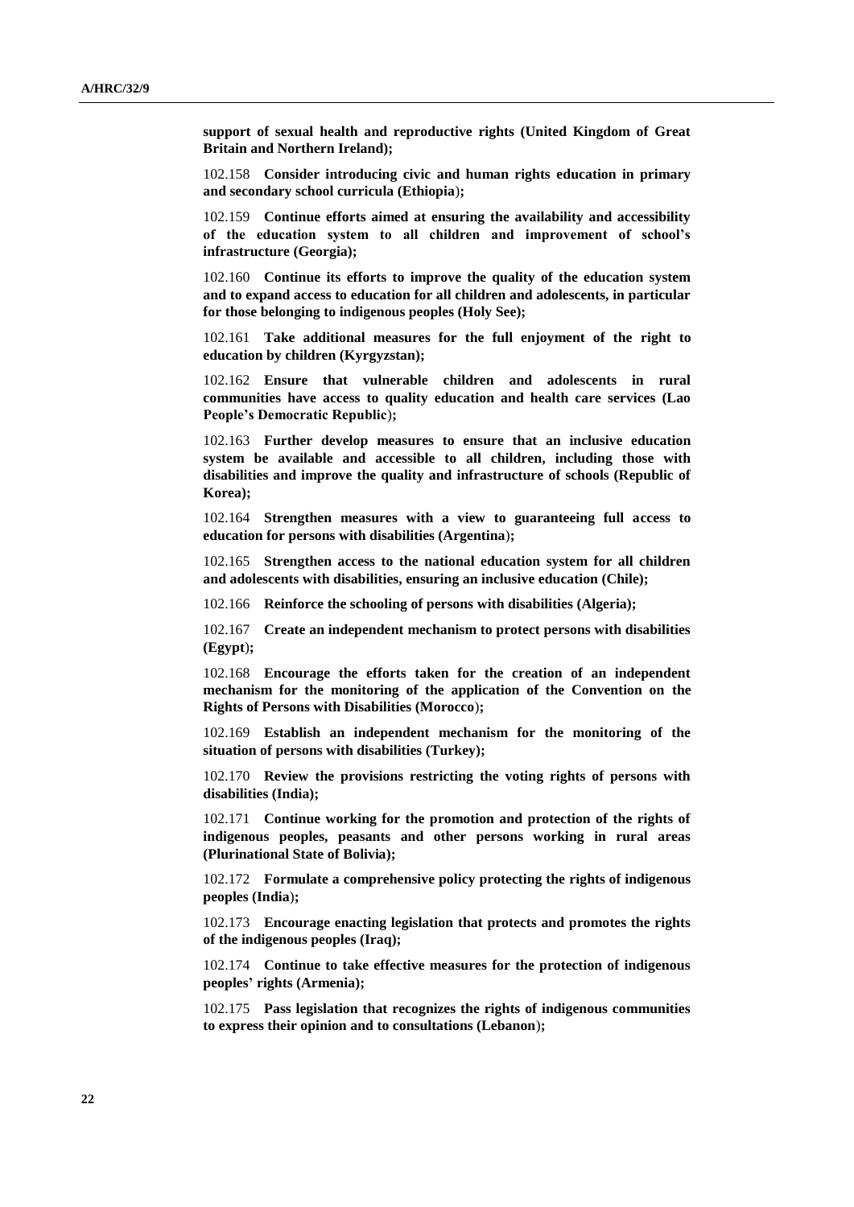**support of sexual health and reproductive rights (United Kingdom of Great Britain and Northern Ireland);**

102.158 **Consider introducing civic and human rights education in primary and secondary school curricula (Ethiopia);**

102.159 **Continue efforts aimed at ensuring the availability and accessibility of the education system to all children and improvement of school's infrastructure (Georgia);**

102.160 **Continue its efforts to improve the quality of the education system and to expand access to education for all children and adolescents, in particular for those belonging to indigenous peoples (Holy See);**

102.161 **Take additional measures for the full enjoyment of the right to education by children (Kyrgyzstan);**

102.162 **Ensure that vulnerable children and adolescents in rural communities have access to quality education and health care services (Lao People's Democratic Republic);**

102.163 **Further develop measures to ensure that an inclusive education system be available and accessible to all children, including those with disabilities and improve the quality and infrastructure of schools (Republic of Korea);**

102.164 **Strengthen measures with a view to guaranteeing full access to education for persons with disabilities (Argentina);**

102.165 **Strengthen access to the national education system for all children and adolescents with disabilities, ensuring an inclusive education (Chile);**

102.166 **Reinforce the schooling of persons with disabilities (Algeria);**

102.167 **Create an independent mechanism to protect persons with disabilities (Egypt);**

102.168 **Encourage the efforts taken for the creation of an independent mechanism for the monitoring of the application of the Convention on the Rights of Persons with Disabilities (Morocco);**

102.169 **Establish an independent mechanism for the monitoring of the situation of persons with disabilities (Turkey);**

102.170 **Review the provisions restricting the voting rights of persons with disabilities (India);**

102.171 **Continue working for the promotion and protection of the rights of indigenous peoples, peasants and other persons working in rural areas (Plurinational State of Bolivia);**

102.172 **Formulate a comprehensive policy protecting the rights of indigenous peoples (India);**

102.173 **Encourage enacting legislation that protects and promotes the rights of the indigenous peoples (Iraq);**

102.174 **Continue to take effective measures for the protection of indigenous peoples' rights (Armenia);**

102.175 **Pass legislation that recognizes the rights of indigenous communities to express their opinion and to consultations (Lebanon);**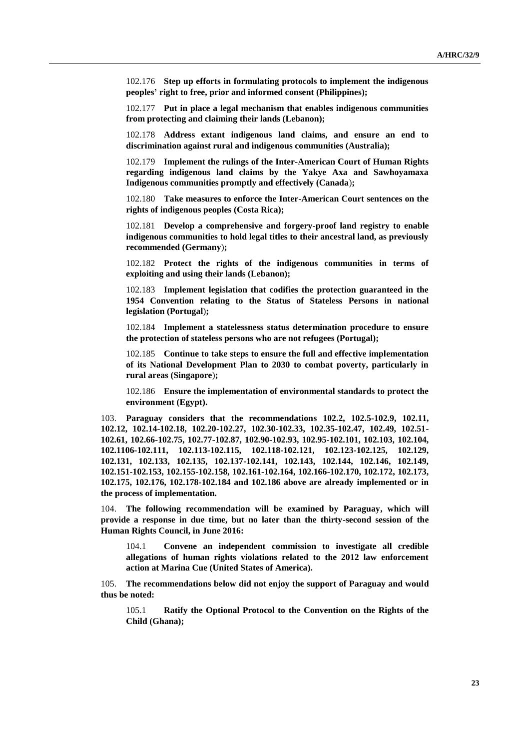102.176 **Step up efforts in formulating protocols to implement the indigenous peoples' right to free, prior and informed consent (Philippines);**

102.177 **Put in place a legal mechanism that enables indigenous communities from protecting and claiming their lands (Lebanon);**

102.178 **Address extant indigenous land claims, and ensure an end to discrimination against rural and indigenous communities (Australia);**

102.179 **Implement the rulings of the Inter-American Court of Human Rights regarding indigenous land claims by the Yakye Axa and Sawhoyamaxa Indigenous communities promptly and effectively (Canada);**

102.180 **Take measures to enforce the Inter-American Court sentences on the rights of indigenous peoples (Costa Rica);**

102.181 **Develop a comprehensive and forgery-proof land registry to enable indigenous communities to hold legal titles to their ancestral land, as previously recommended (Germany);**

102.182 **Protect the rights of the indigenous communities in terms of exploiting and using their lands (Lebanon);**

102.183 **Implement legislation that codifies the protection guaranteed in the 1954 Convention relating to the Status of Stateless Persons in national legislation (Portugal);**

102.184 **Implement a statelessness status determination procedure to ensure the protection of stateless persons who are not refugees (Portugal);**

102.185 **Continue to take steps to ensure the full and effective implementation of its National Development Plan to 2030 to combat poverty, particularly in rural areas (Singapore);**

102.186 **Ensure the implementation of environmental standards to protect the environment (Egypt).**

103. **Paraguay considers that the recommendations 102.2, 102.5-102.9, 102.11, 102.12, 102.14-102.18, 102.20-102.27, 102.30-102.33, 102.35-102.47, 102.49, 102.51-102.61, 102.66-102.75, 102.77-102.87, 102.90-102.93, 102.95-102.101, 102.103, 102.104, 102.1106-102.111, 102.113-102.115, 102.118-102.121, 102.123-102.125, 102.129, 102.131, 102.133, 102.135, 102.137-102.141, 102.143, 102.144, 102.146, 102.149, 102.151-102.153, 102.155-102.158, 102.161-102.164, 102.166-102.170, 102.172, 102.173, 102.175, 102.176, 102.178-102.184 and 102.186 above are already implemented or in the process of implementation.**

104. **The following recommendation will be examined by Paraguay, which will provide a response in due time, but no later than the thirty-second session of the Human Rights Council, in June 2016:**

104.1 **Convene an independent commission to investigate all credible allegations of human rights violations related to the 2012 law enforcement action at Marina Cue (United States of America).**

105. **The recommendations below did not enjoy the support of Paraguay and would thus be noted:**

105.1 **Ratify the Optional Protocol to the Convention on the Rights of the Child (Ghana);**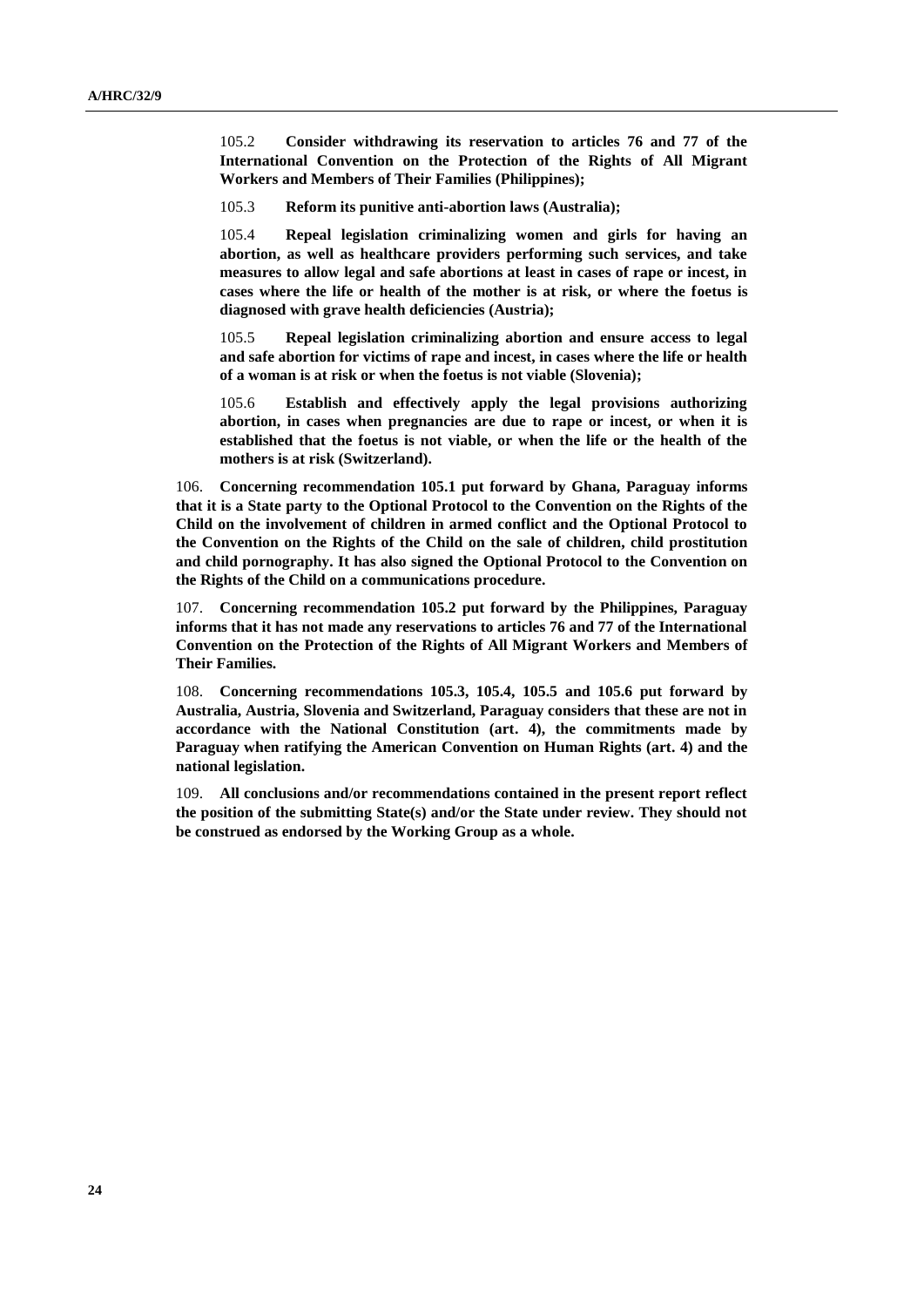105.2 **Consider withdrawing its reservation to articles 76 and 77 of the International Convention on the Protection of the Rights of All Migrant Workers and Members of Their Families (Philippines);**

105.3 **Reform its punitive anti-abortion laws (Australia);**

105.4 **Repeal legislation criminalizing women and girls for having an abortion, as well as healthcare providers performing such services, and take measures to allow legal and safe abortions at least in cases of rape or incest, in cases where the life or health of the mother is at risk, or where the foetus is diagnosed with grave health deficiencies (Austria);**

105.5 **Repeal legislation criminalizing abortion and ensure access to legal and safe abortion for victims of rape and incest, in cases where the life or health of a woman is at risk or when the foetus is not viable (Slovenia);**

105.6 **Establish and effectively apply the legal provisions authorizing abortion, in cases when pregnancies are due to rape or incest, or when it is established that the foetus is not viable, or when the life or the health of the mothers is at risk (Switzerland).**

106. **Concerning recommendation 105.1 put forward by Ghana, Paraguay informs that it is a State party to the Optional Protocol to the Convention on the Rights of the Child on the involvement of children in armed conflict and the Optional Protocol to the Convention on the Rights of the Child on the sale of children, child prostitution and child pornography. It has also signed the Optional Protocol to the Convention on the Rights of the Child on a communications procedure.**

107. **Concerning recommendation 105.2 put forward by the Philippines, Paraguay informs that it has not made any reservations to articles 76 and 77 of the International Convention on the Protection of the Rights of All Migrant Workers and Members of Their Families.**

108. **Concerning recommendations 105.3, 105.4, 105.5 and 105.6 put forward by Australia, Austria, Slovenia and Switzerland, Paraguay considers that these are not in accordance with the National Constitution (art. 4), the commitments made by Paraguay when ratifying the American Convention on Human Rights (art. 4) and the national legislation.**

109. **All conclusions and/or recommendations contained in the present report reflect the position of the submitting State(s) and/or the State under review. They should not be construed as endorsed by the Working Group as a whole.**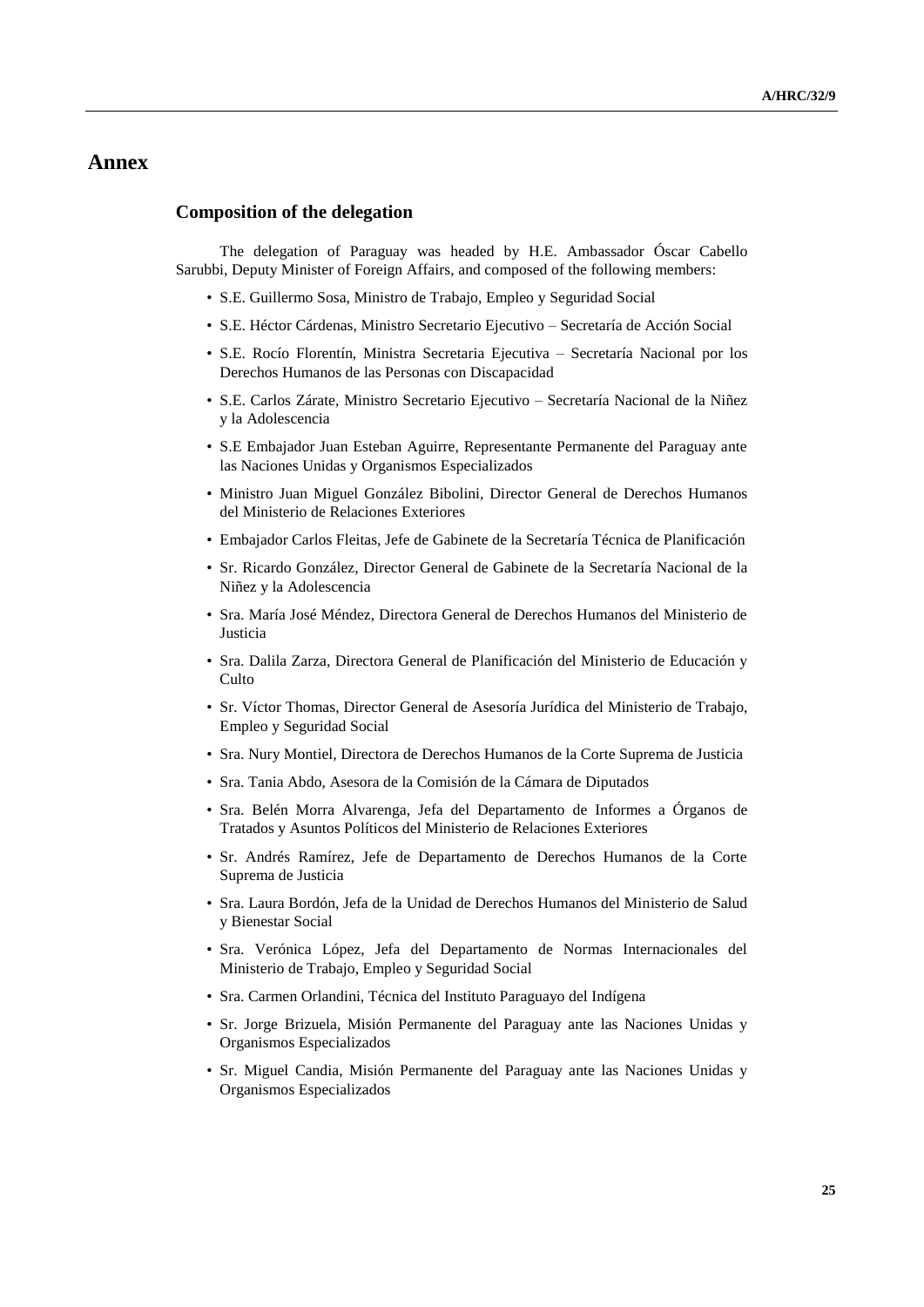# Annex

## Composition of the delegation

The delegation of Paraguay was headed by H.E. Ambassador Óscar Cabello Sarubbi, Deputy Minister of Foreign Affairs, and composed of the following members:

- S.E. Guillermo Sosa, Ministro de Trabajo, Empleo y Seguridad Social
- S.E. Héctor Cárdenas, Ministro Secretario Ejecutivo – Secretaría de Acción Social
- S.E. Rocío Florentín, Ministra Secretaria Ejecutiva – Secretaría Nacional por los Derechos Humanos de las Personas con Discapacidad
- S.E. Carlos Zárate, Ministro Secretario Ejecutivo – Secretaría Nacional de la Niñez y la Adolescencia
- S.E Embajador Juan Esteban Aguirre, Representante Permanente del Paraguay ante las Naciones Unidas y Organismos Especializados
- Ministro Juan Miguel González Bibolini, Director General de Derechos Humanos del Ministerio de Relaciones Exteriores
- Embajador Carlos Fleitas, Jefe de Gabinete de la Secretaría Técnica de Planificación
- Sr. Ricardo González, Director General de Gabinete de la Secretaría Nacional de la Niñez y la Adolescencia
- Sra. María José Méndez, Directora General de Derechos Humanos del Ministerio de Justicia
- Sra. Dalila Zarza, Directora General de Planificación del Ministerio de Educación y Culto
- Sr. Víctor Thomas, Director General de Asesoría Jurídica del Ministerio de Trabajo, Empleo y Seguridad Social
- Sra. Nury Montiel, Directora de Derechos Humanos de la Corte Suprema de Justicia
- Sra. Tania Abdo, Asesora de la Comisión de la Cámara de Diputados
- Sra. Belén Morra Alvarenga, Jefa del Departamento de Informes a Órganos de Tratados y Asuntos Políticos del Ministerio de Relaciones Exteriores
- Sr. Andrés Ramírez, Jefe de Departamento de Derechos Humanos de la Corte Suprema de Justicia
- Sra. Laura Bordón, Jefa de la Unidad de Derechos Humanos del Ministerio de Salud y Bienestar Social
- Sra. Verónica López, Jefa del Departamento de Normas Internacionales del Ministerio de Trabajo, Empleo y Seguridad Social
- Sra. Carmen Orlandini, Técnica del Instituto Paraguayo del Indígena
- Sr. Jorge Brizuela, Misión Permanente del Paraguay ante las Naciones Unidas y Organismos Especializados
- Sr. Miguel Candia, Misión Permanente del Paraguay ante las Naciones Unidas y Organismos Especializados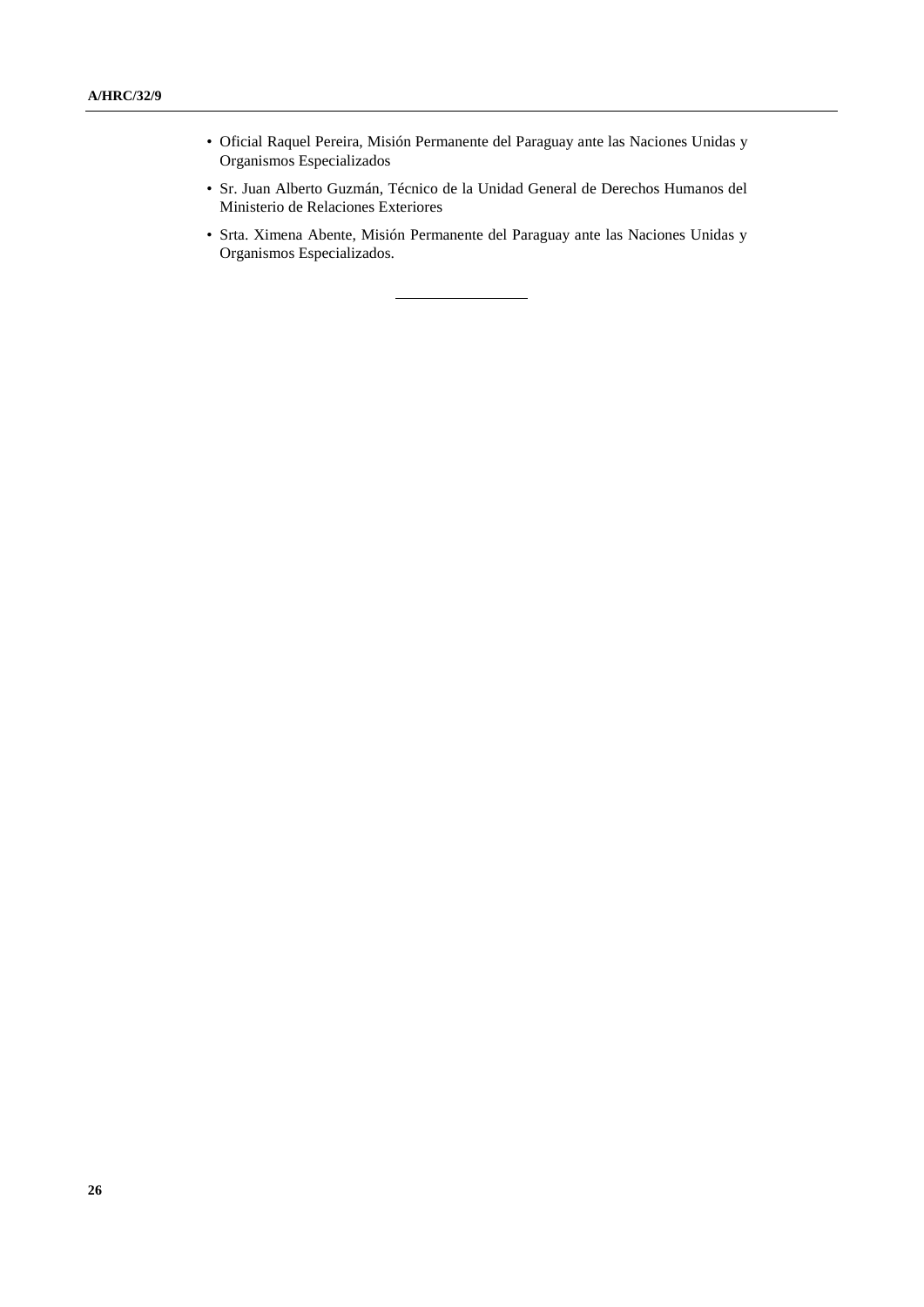- Oficial Raquel Pereira, Misión Permanente del Paraguay ante las Naciones Unidas y Organismos Especializados
- Sr. Juan Alberto Guzmán, Técnico de la Unidad General de Derechos Humanos del Ministerio de Relaciones Exteriores
- Srta. Ximena Abente, Misión Permanente del Paraguay ante las Naciones Unidas y Organismos Especializados.